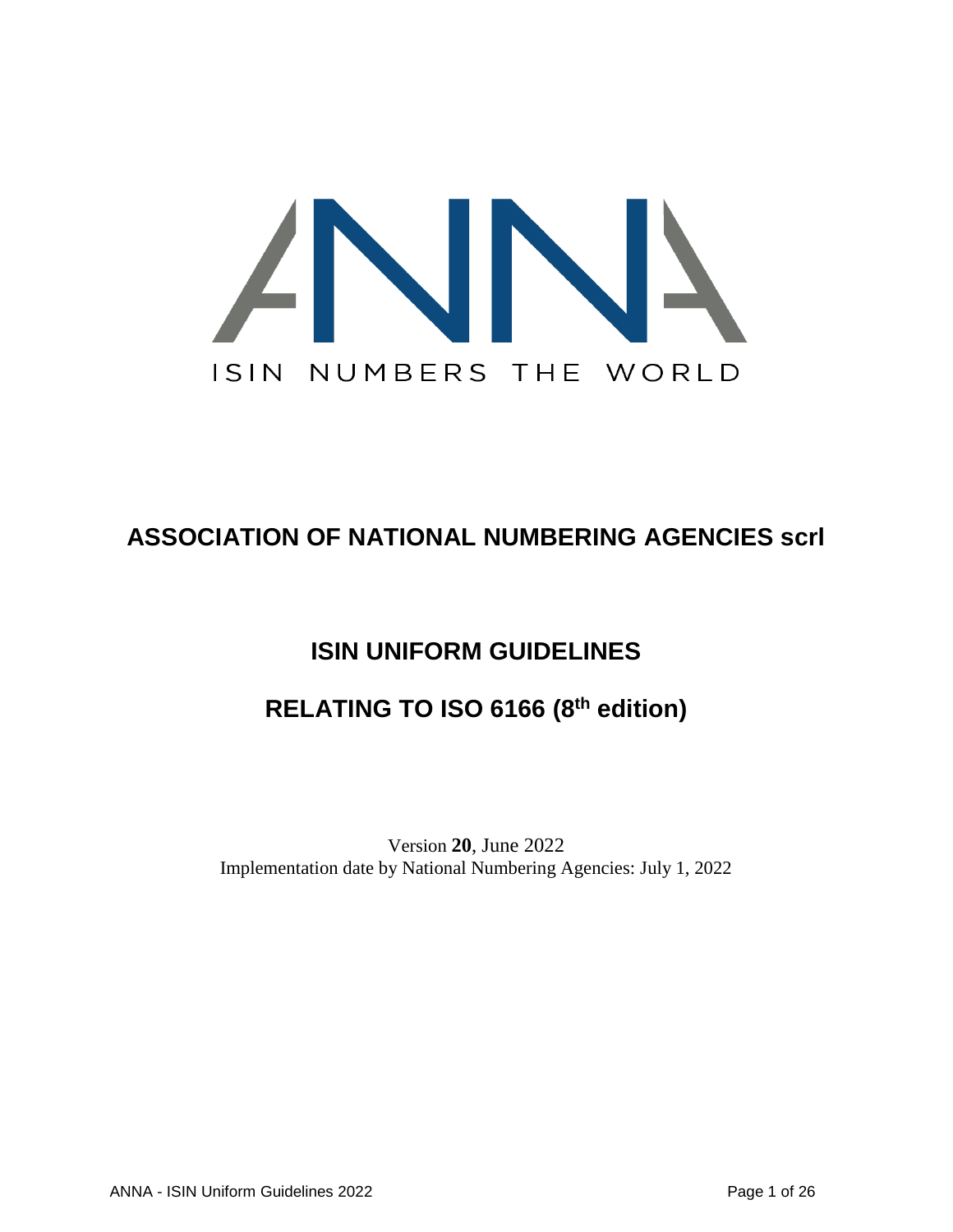ANNA

ISIN NUMBERS THE WORLD

# ASSOCIATION OF NATIONAL NUMBERING AGENCIES scrl

## ISIN UNIFORM GUIDELINES

## RELATING TO ISO 6166 (8th edition)

Version **20**, June 2022
Implementation date by National Numbering Agencies: July 1, 2022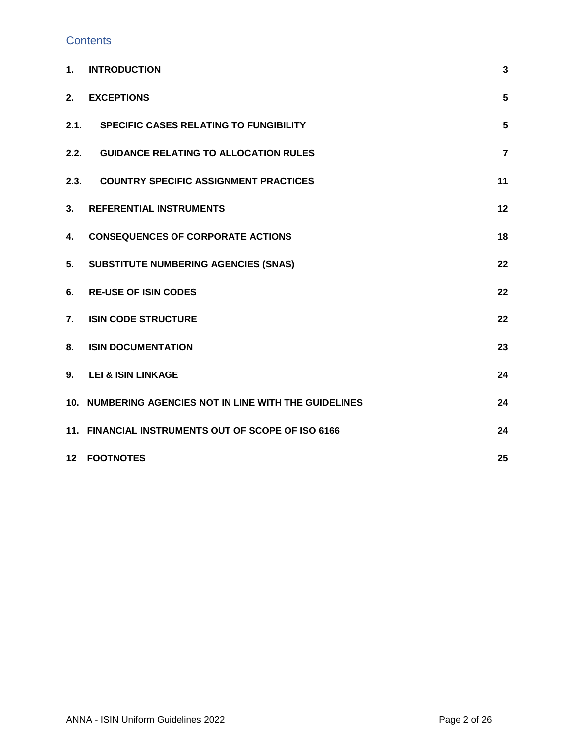## Contents

| | | |
|---|---|---|
| 1. | **INTRODUCTION** | 3 |
| 2. | **EXCEPTIONS** | 5 |
| 2.1. | **SPECIFIC CASES RELATING TO FUNGIBILITY** | 5 |
| 2.2. | **GUIDANCE RELATING TO ALLOCATION RULES** | 7 |
| 2.3. | **COUNTRY SPECIFIC ASSIGNMENT PRACTICES** | 11 |
| 3. | **REFERENTIAL INSTRUMENTS** | 12 |
| 4. | **CONSEQUENCES OF CORPORATE ACTIONS** | 18 |
| 5. | **SUBSTITUTE NUMBERING AGENCIES (SNAS)** | 22 |
| 6. | **RE-USE OF ISIN CODES** | 22 |
| 7. | **ISIN CODE STRUCTURE** | 22 |
| 8. | **ISIN DOCUMENTATION** | 23 |
| 9. | **LEI & ISIN LINKAGE** | 24 |
| 10. | **NUMBERING AGENCIES NOT IN LINE WITH THE GUIDELINES** | 24 |
| 11. | **FINANCIAL INSTRUMENTS OUT OF SCOPE OF ISO 6166** | 24 |
| 12 | **FOOTNOTES** | 25 |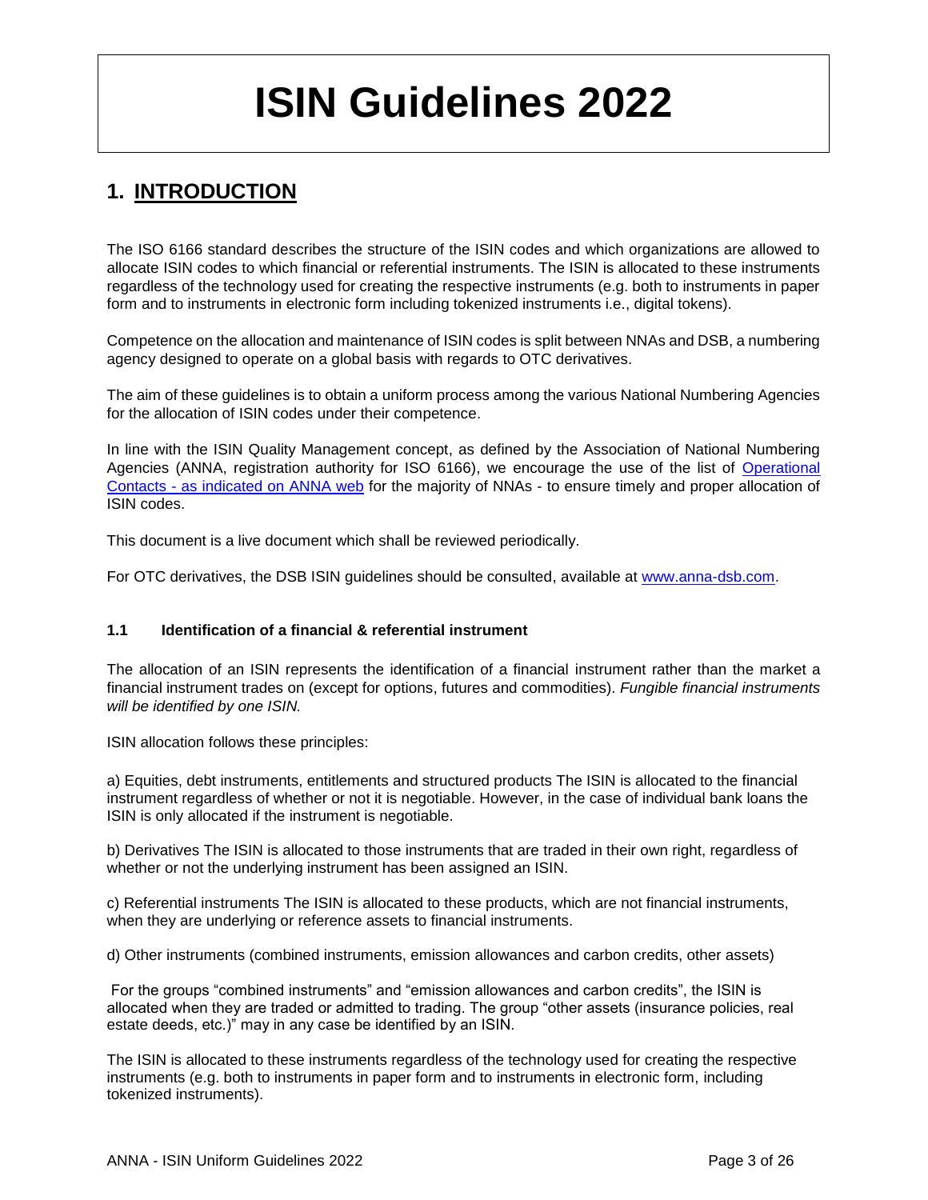# ISIN Guidelines 2022

## 1. INTRODUCTION

The ISO 6166 standard describes the structure of the ISIN codes and which organizations are allowed to allocate ISIN codes to which financial or referential instruments. The ISIN is allocated to these instruments regardless of the technology used for creating the respective instruments (e.g. both to instruments in paper form and to instruments in electronic form including tokenized instruments i.e., digital tokens).

Competence on the allocation and maintenance of ISIN codes is split between NNAs and DSB, a numbering agency designed to operate on a global basis with regards to OTC derivatives.

The aim of these guidelines is to obtain a uniform process among the various National Numbering Agencies for the allocation of ISIN codes under their competence.

In line with the ISIN Quality Management concept, as defined by the Association of National Numbering Agencies (ANNA, registration authority for ISO 6166), we encourage the use of the list of Operational Contacts - as indicated on ANNA web for the majority of NNAs - to ensure timely and proper allocation of ISIN codes.

This document is a live document which shall be reviewed periodically.

For OTC derivatives, the DSB ISIN guidelines should be consulted, available at www.anna-dsb.com.

### 1.1 Identification of a financial & referential instrument

The allocation of an ISIN represents the identification of a financial instrument rather than the market a financial instrument trades on (except for options, futures and commodities). *Fungible financial instruments will be identified by one ISIN.*

ISIN allocation follows these principles:

a) Equities, debt instruments, entitlements and structured products The ISIN is allocated to the financial instrument regardless of whether or not it is negotiable. However, in the case of individual bank loans the ISIN is only allocated if the instrument is negotiable.

b) Derivatives The ISIN is allocated to those instruments that are traded in their own right, regardless of whether or not the underlying instrument has been assigned an ISIN.

c) Referential instruments The ISIN is allocated to these products, which are not financial instruments, when they are underlying or reference assets to financial instruments.

d) Other instruments (combined instruments, emission allowances and carbon credits, other assets)

For the groups “combined instruments” and “emission allowances and carbon credits”, the ISIN is allocated when they are traded or admitted to trading. The group “other assets (insurance policies, real estate deeds, etc.)” may in any case be identified by an ISIN.

The ISIN is allocated to these instruments regardless of the technology used for creating the respective instruments (e.g. both to instruments in paper form and to instruments in electronic form, including tokenized instruments).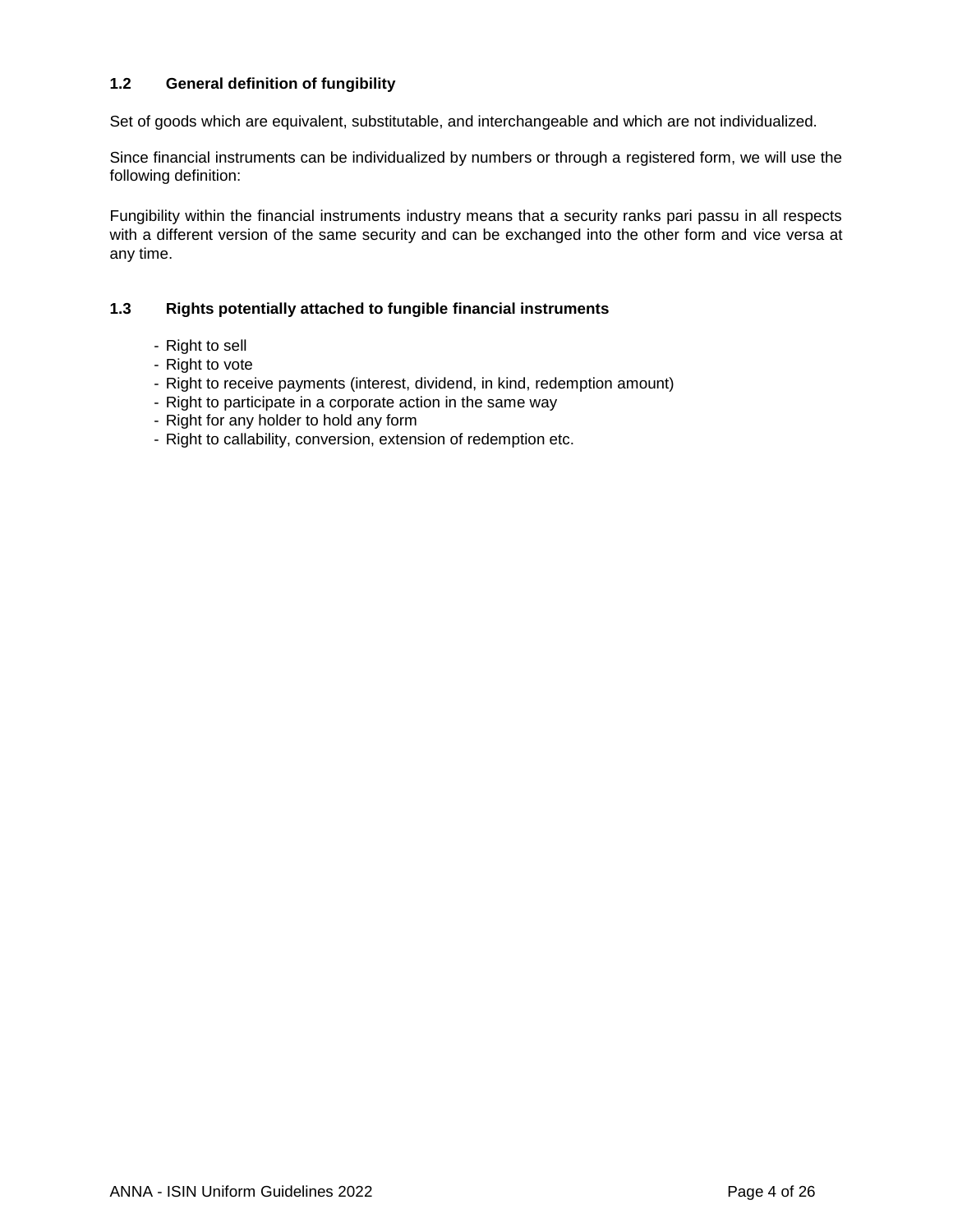### 1.2 General definition of fungibility

Set of goods which are equivalent, substitutable, and interchangeable and which are not individualized.

Since financial instruments can be individualized by numbers or through a registered form, we will use the following definition:

Fungibility within the financial instruments industry means that a security ranks pari passu in all respects with a different version of the same security and can be exchanged into the other form and vice versa at any time.

### 1.3 Rights potentially attached to fungible financial instruments

- Right to sell
- Right to vote
- Right to receive payments (interest, dividend, in kind, redemption amount)
- Right to participate in a corporate action in the same way
- Right for any holder to hold any form
- Right to callability, conversion, extension of redemption etc.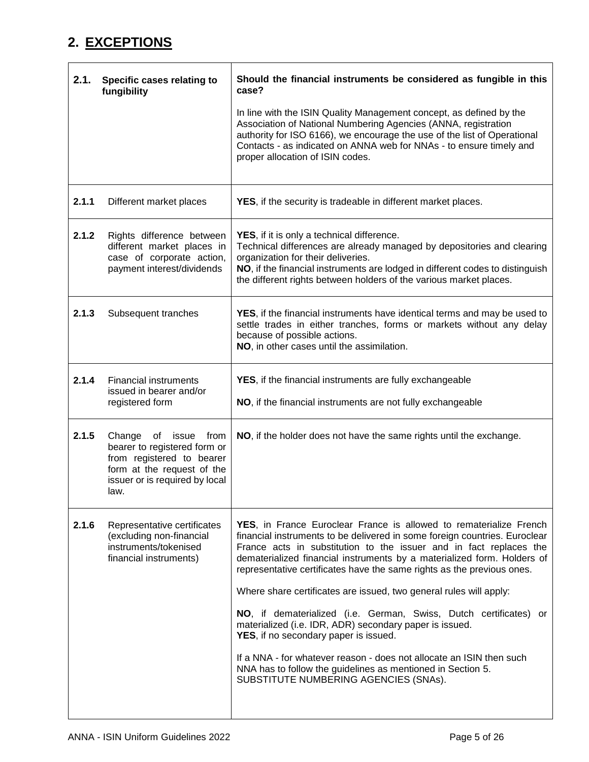## 2. EXCEPTIONS

| **2.1. Specific cases relating to fungibility** | **Should the financial instruments be considered as fungible in this case?**<br><br>In line with the ISIN Quality Management concept, as defined by the Association of National Numbering Agencies (ANNA, registration authority for ISO 6166), we encourage the use of the list of Operational Contacts - as indicated on ANNA web for NNAs - to ensure timely and proper allocation of ISIN codes. |
|---|---|
| **2.1.1** Different market places | **YES**, if the security is tradeable in different market places. |
| **2.1.2** Rights difference between different market places in case of corporate action, payment interest/dividends | **YES**, if it is only a technical difference.<br>Technical differences are already managed by depositories and clearing organization for their deliveries.<br>**NO**, if the financial instruments are lodged in different codes to distinguish the different rights between holders of the various market places. |
| **2.1.3** Subsequent tranches | **YES**, if the financial instruments have identical terms and may be used to settle trades in either tranches, forms or markets without any delay because of possible actions.<br>**NO**, in other cases until the assimilation. |
| **2.1.4** Financial instruments issued in bearer and/or registered form | **YES**, if the financial instruments are fully exchangeable<br><br>**NO**, if the financial instruments are not fully exchangeable |
| **2.1.5** Change of issue from bearer to registered form or from registered to bearer form at the request of the issuer or is required by local law. | **NO**, if the holder does not have the same rights until the exchange. |
| **2.1.6** Representative certificates (excluding non-financial instruments/tokenised financial instruments) | **YES**, in France Euroclear France is allowed to rematerialize French financial instruments to be delivered in some foreign countries. Euroclear France acts in substitution to the issuer and in fact replaces the dematerialized financial instruments by a materialized form. Holders of representative certificates have the same rights as the previous ones.<br><br>Where share certificates are issued, two general rules will apply:<br><br>**NO**, if dematerialized (i.e. German, Swiss, Dutch certificates) or materialized (i.e. IDR, ADR) secondary paper is issued.<br>**YES**, if no secondary paper is issued.<br><br>If a NNA - for whatever reason - does not allocate an ISIN then such NNA has to follow the guidelines as mentioned in Section 5. SUBSTITUTE NUMBERING AGENCIES (SNAs). |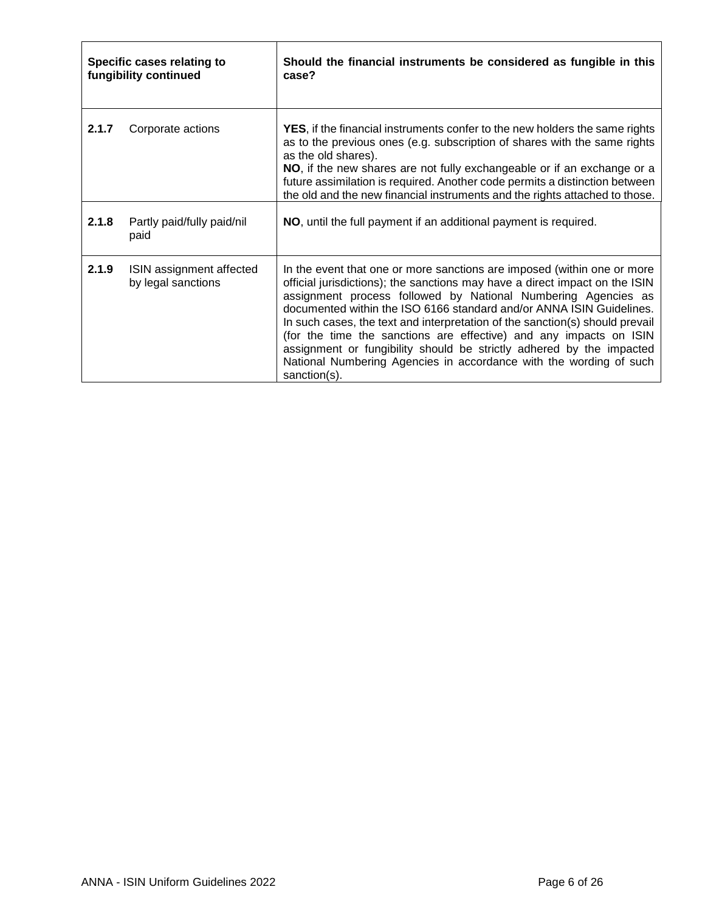| Specific cases relating to fungibility continued | | Should the financial instruments be considered as fungible in this case? |
|---|---|---|
| **2.1.7** | Corporate actions | **YES**, if the financial instruments confer to the new holders the same rights as to the previous ones (e.g. subscription of shares with the same rights as the old shares).<br>**NO**, if the new shares are not fully exchangeable or if an exchange or a future assimilation is required. Another code permits a distinction between the old and the new financial instruments and the rights attached to those. |
| **2.1.8** | Partly paid/fully paid/nil paid | **NO**, until the full payment if an additional payment is required. |
| **2.1.9** | ISIN assignment affected by legal sanctions | In the event that one or more sanctions are imposed (within one or more official jurisdictions); the sanctions may have a direct impact on the ISIN assignment process followed by National Numbering Agencies as documented within the ISO 6166 standard and/or ANNA ISIN Guidelines. In such cases, the text and interpretation of the sanction(s) should prevail (for the time the sanctions are effective) and any impacts on ISIN assignment or fungibility should be strictly adhered by the impacted National Numbering Agencies in accordance with the wording of such sanction(s). |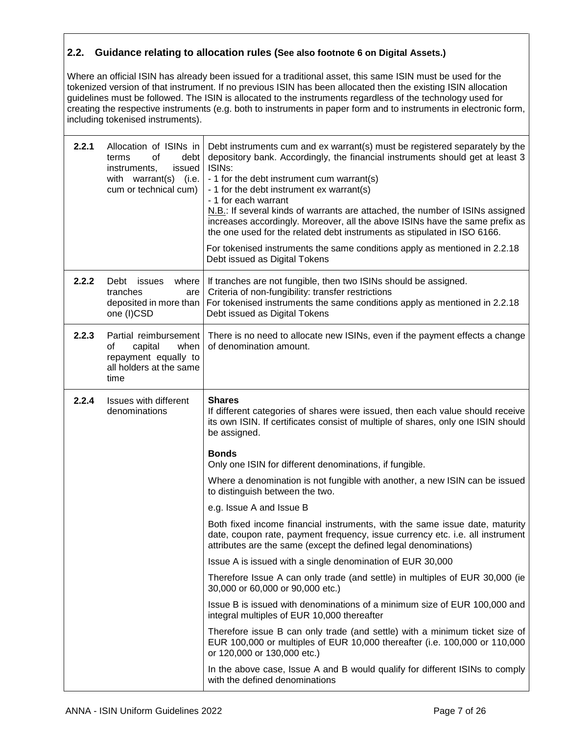## 2.2. Guidance relating to allocation rules (See also footnote 6 on Digital Assets.)

Where an official ISIN has already been issued for a traditional asset, this same ISIN must be used for the tokenized version of that instrument. If no previous ISIN has been allocated then the existing ISIN allocation guidelines must be followed. The ISIN is allocated to the instruments regardless of the technology used for creating the respective instruments (e.g. both to instruments in paper form and to instruments in electronic form, including tokenised instruments).

| | | |
|---|---|---|
| **2.2.1** | Allocation of ISINs in terms of debt instruments, issued with warrant(s) (i.e. cum or technical cum) | Debt instruments cum and ex warrant(s) must be registered separately by the depository bank. Accordingly, the financial instruments should get at least 3 ISINs:<br>- 1 for the debt instrument cum warrant(s)<br>- 1 for the debt instrument ex warrant(s)<br>- 1 for each warrant<br>N.B.: If several kinds of warrants are attached, the number of ISINs assigned increases accordingly. Moreover, all the above ISINs have the same prefix as the one used for the related debt instruments as stipulated in ISO 6166.<br><br>For tokenised instruments the same conditions apply as mentioned in 2.2.18 Debt issued as Digital Tokens |
| **2.2.2** | Debt issues where tranches are deposited in more than one (I)CSD | If tranches are not fungible, then two ISINs should be assigned.<br>Criteria of non-fungibility: transfer restrictions<br>For tokenised instruments the same conditions apply as mentioned in 2.2.18 Debt issued as Digital Tokens |
| **2.2.3** | Partial reimbursement of capital when repayment equally to all holders at the same time | There is no need to allocate new ISINs, even if the payment effects a change of denomination amount. |
| **2.2.4** | Issues with different denominations | **Shares**<br>If different categories of shares were issued, then each value should receive its own ISIN. If certificates consist of multiple of shares, only one ISIN should be assigned.<br><br>**Bonds**<br>Only one ISIN for different denominations, if fungible.<br><br>Where a denomination is not fungible with another, a new ISIN can be issued to distinguish between the two.<br><br>e.g. Issue A and Issue B<br><br>Both fixed income financial instruments, with the same issue date, maturity date, coupon rate, payment frequency, issue currency etc. i.e. all instrument attributes are the same (except the defined legal denominations)<br><br>Issue A is issued with a single denomination of EUR 30,000<br><br>Therefore Issue A can only trade (and settle) in multiples of EUR 30,000 (ie 30,000 or 60,000 or 90,000 etc.)<br><br>Issue B is issued with denominations of a minimum size of EUR 100,000 and integral multiples of EUR 10,000 thereafter<br><br>Therefore issue B can only trade (and settle) with a minimum ticket size of EUR 100,000 or multiples of EUR 10,000 thereafter (i.e. 100,000 or 110,000 or 120,000 or 130,000 etc.)<br><br>In the above case, Issue A and B would qualify for different ISINs to comply with the defined denominations |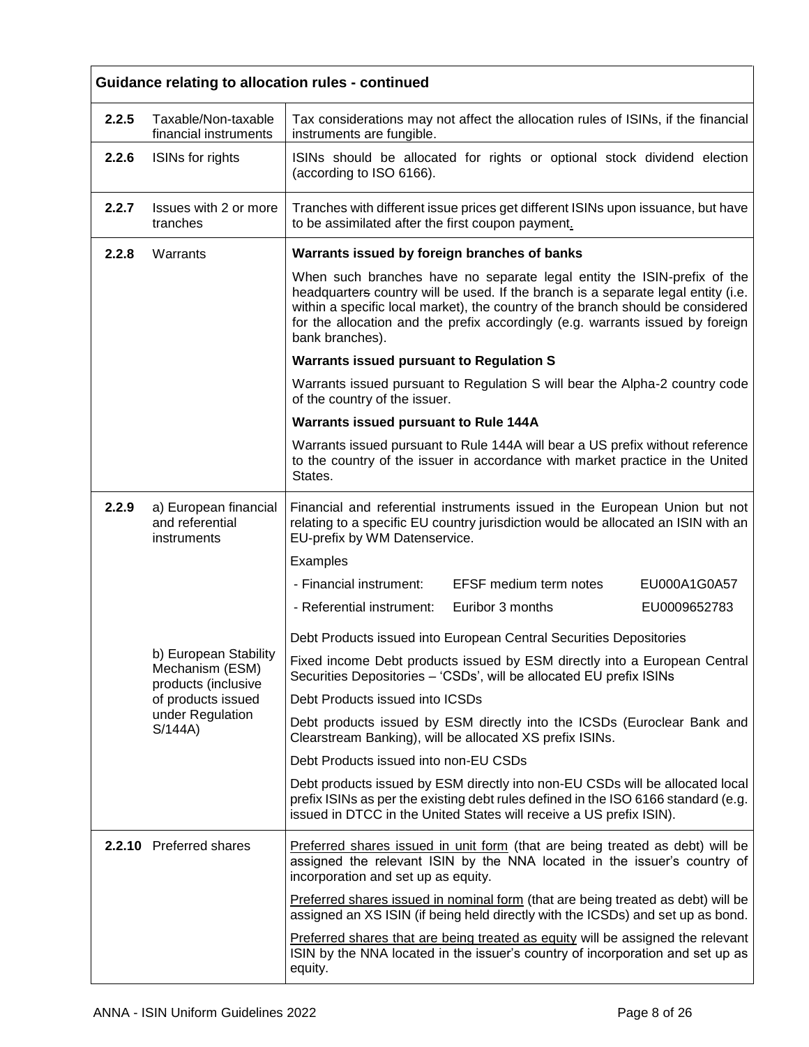**Guidance relating to allocation rules - continued**

| | | |
|---|---|---|
| **2.2.5** | Taxable/Non-taxable financial instruments | Tax considerations may not affect the allocation rules of ISINs, if the financial instruments are fungible. |
| **2.2.6** | ISINs for rights | ISINs should be allocated for rights or optional stock dividend election (according to ISO 6166). |
| **2.2.7** | Issues with 2 or more tranches | Tranches with different issue prices get different ISINs upon issuance, but have to be assimilated after the first coupon payment. |
| **2.2.8** | Warrants | **Warrants issued by foreign branches of banks**<br><br>When such branches have no separate legal entity the ISIN-prefix of the headquarters country will be used. If the branch is a separate legal entity (i.e. within a specific local market), the country of the branch should be considered for the allocation and the prefix accordingly (e.g. warrants issued by foreign bank branches).<br><br>**Warrants issued pursuant to Regulation S**<br><br>Warrants issued pursuant to Regulation S will bear the Alpha-2 country code of the country of the issuer.<br><br>**Warrants issued pursuant to Rule 144A**<br><br>Warrants issued pursuant to Rule 144A will bear a US prefix without reference to the country of the issuer in accordance with market practice in the United States. |
| **2.2.9** | a) European financial and referential instruments | Financial and referential instruments issued in the European Union but not relating to a specific EU country jurisdiction would be allocated an ISIN with an EU-prefix by WM Datenservice.<br><br>Examples<br><br>- Financial instrument: EFSF medium term notes EU000A1G0A57<br>- Referential instrument: Euribor 3 months EU0009652783 |
| | b) European Stability Mechanism (ESM) products (inclusive of products issued under Regulation S/144A) | Debt Products issued into European Central Securities Depositories<br><br>Fixed income Debt products issued by ESM directly into a European Central Securities Depositories – 'CSDs', will be allocated EU prefix ISINs<br><br>Debt Products issued into ICSDs<br><br>Debt products issued by ESM directly into the ICSDs (Euroclear Bank and Clearstream Banking), will be allocated XS prefix ISINs.<br><br>Debt Products issued into non-EU CSDs<br><br>Debt products issued by ESM directly into non-EU CSDs will be allocated local prefix ISINs as per the existing debt rules defined in the ISO 6166 standard (e.g. issued in DTCC in the United States will receive a US prefix ISIN). |
| **2.2.10** | Preferred shares | Preferred shares issued in unit form (that are being treated as debt) will be assigned the relevant ISIN by the NNA located in the issuer's country of incorporation and set up as equity.<br><br>Preferred shares issued in nominal form (that are being treated as debt) will be assigned an XS ISIN (if being held directly with the ICSDs) and set up as bond.<br><br>Preferred shares that are being treated as equity will be assigned the relevant ISIN by the NNA located in the issuer's country of incorporation and set up as equity. |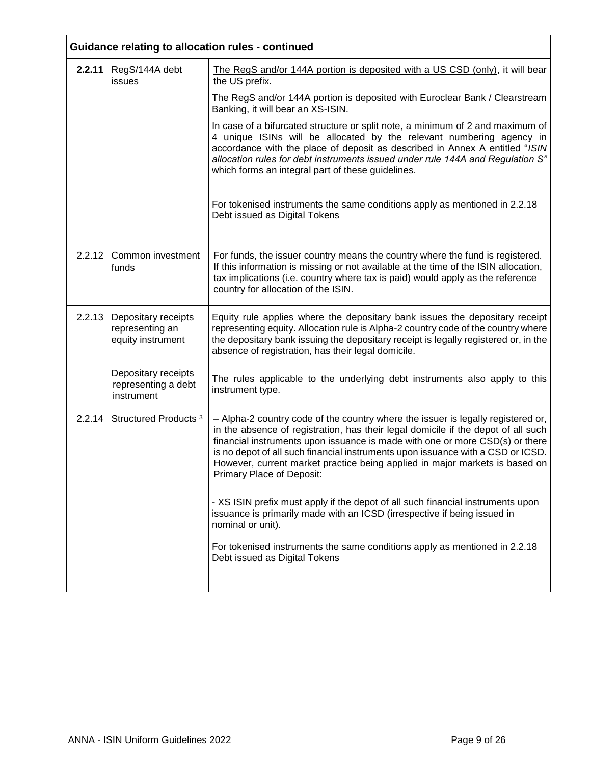| Guidance relating to allocation rules - continued | |
|---|---|
| **2.2.11** RegS/144A debt issues | The RegS and/or 144A portion is deposited with a US CSD (only), it will bear the US prefix.<br><br>The RegS and/or 144A portion is deposited with Euroclear Bank / Clearstream Banking, it will bear an XS-ISIN.<br><br>In case of a bifurcated structure or split note, a minimum of 2 and maximum of 4 unique ISINs will be allocated by the relevant numbering agency in accordance with the place of deposit as described in Annex A entitled "*ISIN allocation rules for debt instruments issued under rule 144A and Regulation S"* which forms an integral part of these guidelines.<br><br>For tokenised instruments the same conditions apply as mentioned in 2.2.18 Debt issued as Digital Tokens |
| 2.2.12 Common investment funds | For funds, the issuer country means the country where the fund is registered. If this information is missing or not available at the time of the ISIN allocation, tax implications (i.e. country where tax is paid) would apply as the reference country for allocation of the ISIN. |
| 2.2.13 Depositary receipts representing an equity instrument | Equity rule applies where the depositary bank issues the depositary receipt representing equity. Allocation rule is Alpha-2 country code of the country where the depositary bank issuing the depositary receipt is legally registered or, in the absence of registration, has their legal domicile. |
| Depositary receipts representing a debt instrument | The rules applicable to the underlying debt instruments also apply to this instrument type. |
| 2.2.14 Structured Products [3] | – Alpha-2 country code of the country where the issuer is legally registered or, in the absence of registration, has their legal domicile if the depot of all such financial instruments upon issuance is made with one or more CSD(s) or there is no depot of all such financial instruments upon issuance with a CSD or ICSD. However, current market practice being applied in major markets is based on Primary Place of Deposit:<br><br>- XS ISIN prefix must apply if the depot of all such financial instruments upon issuance is primarily made with an ICSD (irrespective if being issued in nominal or unit).<br><br>For tokenised instruments the same conditions apply as mentioned in 2.2.18 Debt issued as Digital Tokens |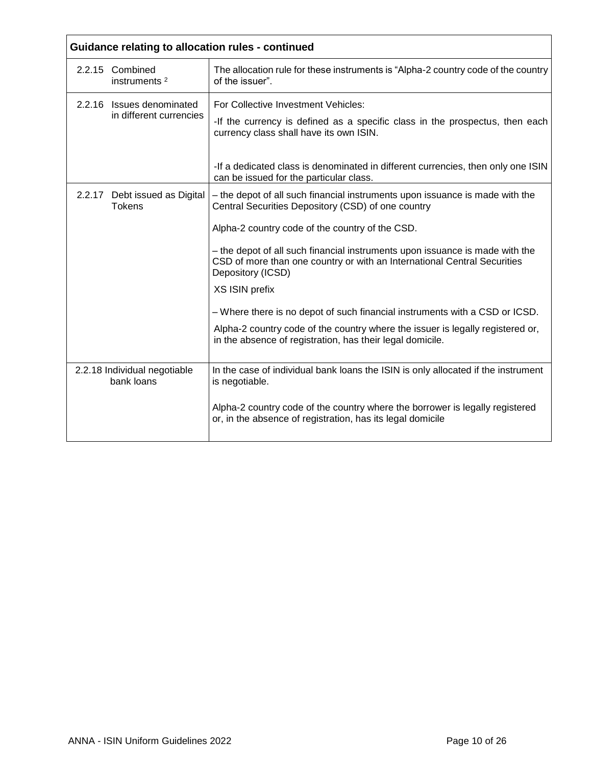| Guidance relating to allocation rules - continued | |
|---|---|
| 2.2.15 Combined instruments [2] | The allocation rule for these instruments is "Alpha-2 country code of the country of the issuer". |
| 2.2.16 Issues denominated in different currencies | For Collective Investment Vehicles:<br><br>-If the currency is defined as a specific class in the prospectus, then each currency class shall have its own ISIN.<br><br>-If a dedicated class is denominated in different currencies, then only one ISIN can be issued for the particular class. |
| 2.2.17 Debt issued as Digital Tokens | – the depot of all such financial instruments upon issuance is made with the Central Securities Depository (CSD) of one country<br><br>Alpha-2 country code of the country of the CSD.<br><br>– the depot of all such financial instruments upon issuance is made with the CSD of more than one country or with an International Central Securities Depository (ICSD)<br><br>XS ISIN prefix<br><br>– Where there is no depot of such financial instruments with a CSD or ICSD.<br><br>Alpha-2 country code of the country where the issuer is legally registered or, in the absence of registration, has their legal domicile. |
| 2.2.18 Individual negotiable bank loans | In the case of individual bank loans the ISIN is only allocated if the instrument is negotiable.<br><br>Alpha-2 country code of the country where the borrower is legally registered or, in the absence of registration, has its legal domicile |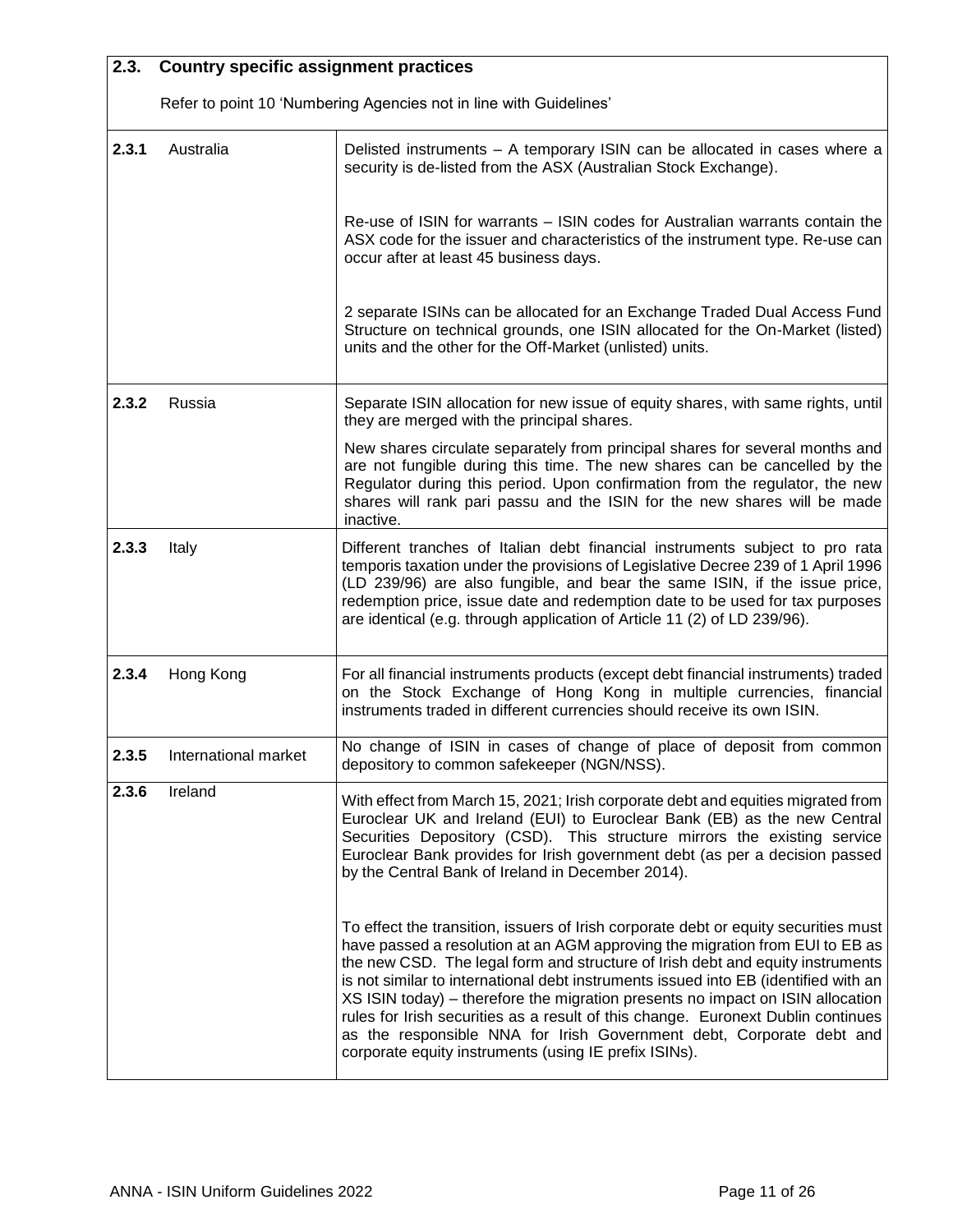## 2.3. Country specific assignment practices

Refer to point 10 'Numbering Agencies not in line with Guidelines'

| | | |
|---|---|---|
| 2.3.1 | Australia | Delisted instruments – A temporary ISIN can be allocated in cases where a security is de-listed from the ASX (Australian Stock Exchange).<br><br>Re-use of ISIN for warrants – ISIN codes for Australian warrants contain the ASX code for the issuer and characteristics of the instrument type. Re-use can occur after at least 45 business days.<br><br>2 separate ISINs can be allocated for an Exchange Traded Dual Access Fund Structure on technical grounds, one ISIN allocated for the On-Market (listed) units and the other for the Off-Market (unlisted) units. |
| 2.3.2 | Russia | Separate ISIN allocation for new issue of equity shares, with same rights, until they are merged with the principal shares.<br><br>New shares circulate separately from principal shares for several months and are not fungible during this time. The new shares can be cancelled by the Regulator during this period. Upon confirmation from the regulator, the new shares will rank pari passu and the ISIN for the new shares will be made inactive. |
| 2.3.3 | Italy | Different tranches of Italian debt financial instruments subject to pro rata temporis taxation under the provisions of Legislative Decree 239 of 1 April 1996 (LD 239/96) are also fungible, and bear the same ISIN, if the issue price, redemption price, issue date and redemption date to be used for tax purposes are identical (e.g. through application of Article 11 (2) of LD 239/96). |
| 2.3.4 | Hong Kong | For all financial instruments products (except debt financial instruments) traded on the Stock Exchange of Hong Kong in multiple currencies, financial instruments traded in different currencies should receive its own ISIN. |
| 2.3.5 | International market | No change of ISIN in cases of change of place of deposit from common depository to common safekeeper (NGN/NSS). |
| 2.3.6 | Ireland | With effect from March 15, 2021; Irish corporate debt and equities migrated from Euroclear UK and Ireland (EUI) to Euroclear Bank (EB) as the new Central Securities Depository (CSD). This structure mirrors the existing service Euroclear Bank provides for Irish government debt (as per a decision passed by the Central Bank of Ireland in December 2014).<br><br>To effect the transition, issuers of Irish corporate debt or equity securities must have passed a resolution at an AGM approving the migration from EUI to EB as the new CSD. The legal form and structure of Irish debt and equity instruments is not similar to international debt instruments issued into EB (identified with an XS ISIN today) – therefore the migration presents no impact on ISIN allocation rules for Irish securities as a result of this change. Euronext Dublin continues as the responsible NNA for Irish Government debt, Corporate debt and corporate equity instruments (using IE prefix ISINs). |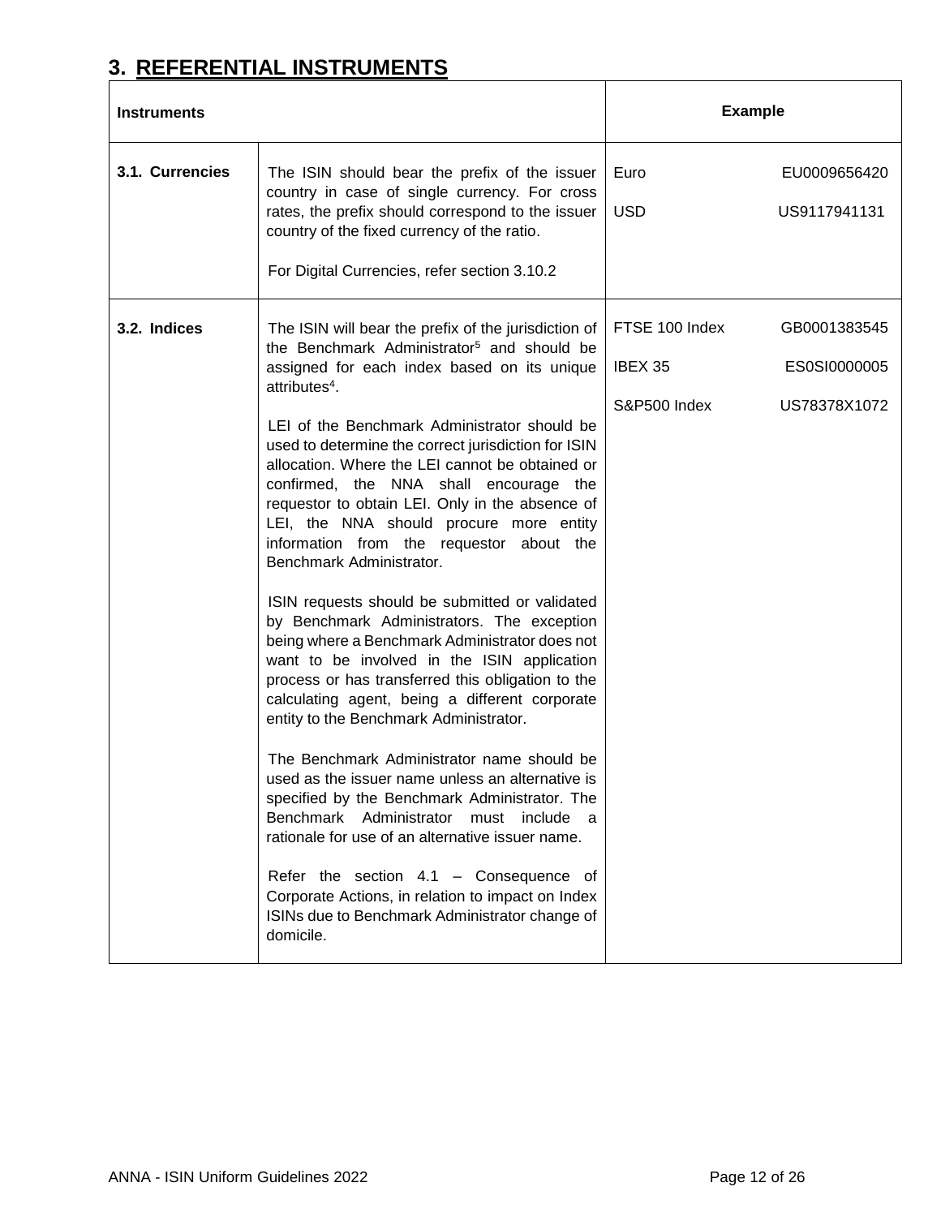## 3. REFERENTIAL INSTRUMENTS

| Instruments | | Example | |
|---|---|---|---|
| **3.1. Currencies** | The ISIN should bear the prefix of the issuer country in case of single currency. For cross rates, the prefix should correspond to the issuer country of the fixed currency of the ratio.<br><br>For Digital Currencies, refer section 3.10.2 | Euro<br><br>USD | EU0009656420<br><br>US9117941131 |
| **3.2. Indices** | The ISIN will bear the prefix of the jurisdiction of the Benchmark Administrator[5] and should be assigned for each index based on its unique attributes[4].<br><br>LEI of the Benchmark Administrator should be used to determine the correct jurisdiction for ISIN allocation. Where the LEI cannot be obtained or confirmed, the NNA shall encourage the requestor to obtain LEI. Only in the absence of LEI, the NNA should procure more entity information from the requestor about the Benchmark Administrator.<br><br>ISIN requests should be submitted or validated by Benchmark Administrators. The exception being where a Benchmark Administrator does not want to be involved in the ISIN application process or has transferred this obligation to the calculating agent, being a different corporate entity to the Benchmark Administrator.<br><br>The Benchmark Administrator name should be used as the issuer name unless an alternative is specified by the Benchmark Administrator. The Benchmark Administrator must include a rationale for use of an alternative issuer name.<br><br>Refer the section 4.1 – Consequence of Corporate Actions, in relation to impact on Index ISINs due to Benchmark Administrator change of domicile. | FTSE 100 Index<br><br>IBEX 35<br><br>S&P500 Index | GB0001383545<br><br>ES0SI0000005<br><br>US78378X1072 |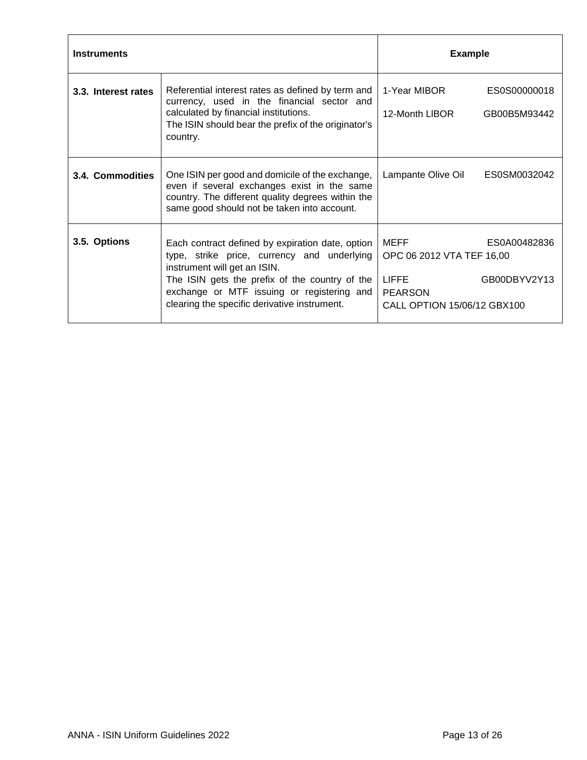| Instruments | | Example |
| --- | --- | --- |
| **3.3. Interest rates** | Referential interest rates as defined by term and currency, used in the financial sector and calculated by financial institutions.<br>The ISIN should bear the prefix of the originator's country. | 1-Year MIBOR ES0S00000018<br><br>12-Month LIBOR GB00B5M93442 |
| **3.4. Commodities** | One ISIN per good and domicile of the exchange, even if several exchanges exist in the same country. The different quality degrees within the same good should not be taken into account. | Lampante Olive Oil ES0SM0032042 |
| **3.5. Options** | Each contract defined by expiration date, option type, strike price, currency and underlying instrument will get an ISIN.<br>The ISIN gets the prefix of the country of the exchange or MTF issuing or registering and clearing the specific derivative instrument. | MEFF ES0A00482836<br>OPC 06 2012 VTA TEF 16,00<br><br>LIFFE GB00DBYV2Y13<br>PEARSON<br>CALL OPTION 15/06/12 GBX100 |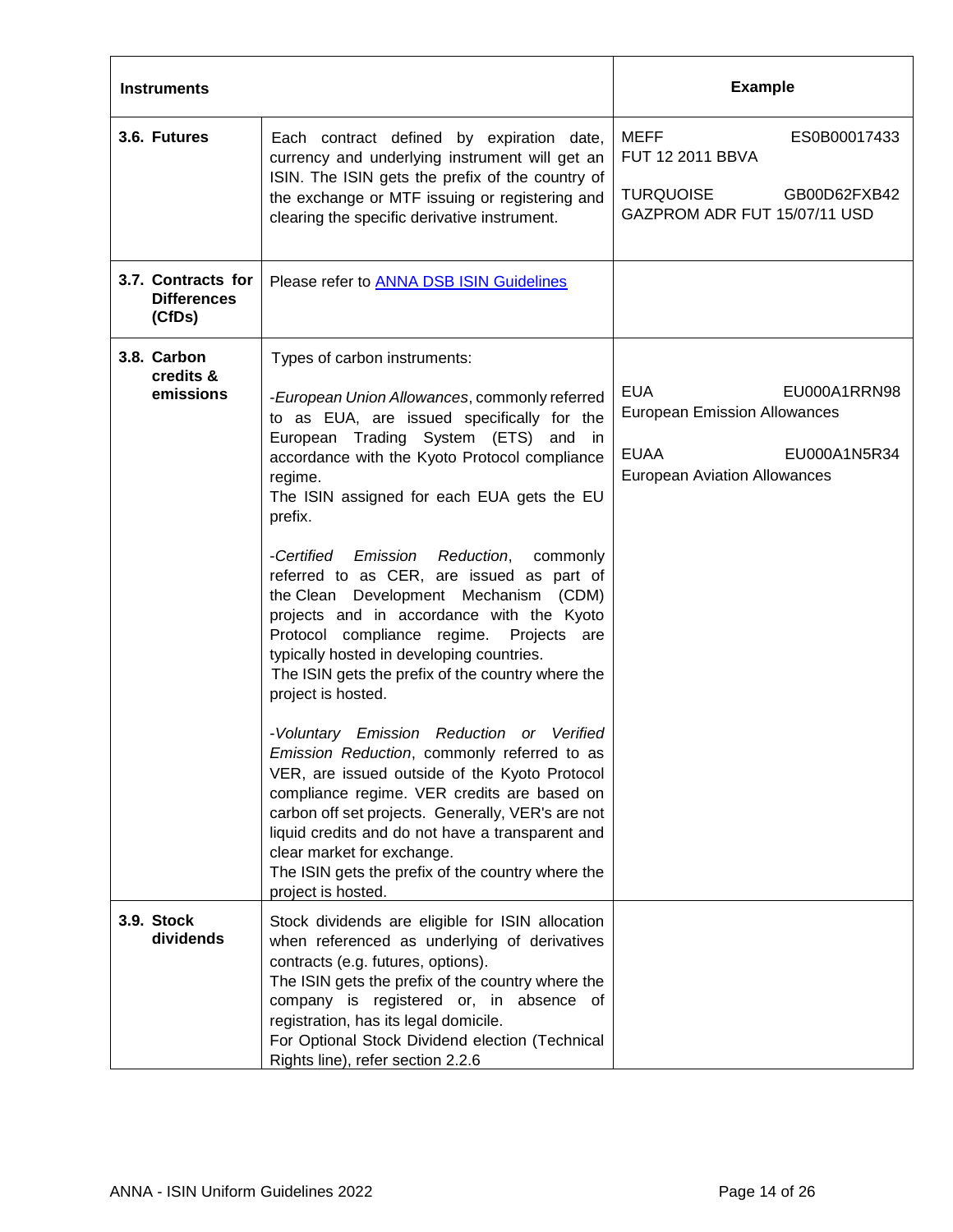| Instruments | | Example |
|---|---|---|
| **3.6. Futures** | Each contract defined by expiration date, currency and underlying instrument will get an ISIN. The ISIN gets the prefix of the country of the exchange or MTF issuing or registering and clearing the specific derivative instrument. | MEFF ES0B00017433<br>FUT 12 2011 BBVA<br><br>TURQUOISE GB00D62FXB42<br>GAZPROM ADR FUT 15/07/11 USD |
| **3.7. Contracts for Differences (CfDs)** | Please refer to [ANNA DSB ISIN Guidelines]() | |
| **3.8. Carbon credits & emissions** | Types of carbon instruments:<br><br>-*European Union Allowances*, commonly referred to as EUA, are issued specifically for the European Trading System (ETS) and in accordance with the Kyoto Protocol compliance regime.<br>The ISIN assigned for each EUA gets the EU prefix.<br><br>-*Certified Emission Reduction*, commonly referred to as CER, are issued as part of the Clean Development Mechanism (CDM) projects and in accordance with the Kyoto Protocol compliance regime. Projects are typically hosted in developing countries.<br>The ISIN gets the prefix of the country where the project is hosted.<br><br>-*Voluntary Emission Reduction or Verified Emission Reduction*, commonly referred to as VER, are issued outside of the Kyoto Protocol compliance regime. VER credits are based on carbon off set projects. Generally, VER's are not liquid credits and do not have a transparent and clear market for exchange.<br>The ISIN gets the prefix of the country where the project is hosted. | EUA EU000A1RRN98<br>European Emission Allowances<br><br>EUAA EU000A1N5R34<br>European Aviation Allowances |
| **3.9. Stock dividends** | Stock dividends are eligible for ISIN allocation when referenced as underlying of derivatives contracts (e.g. futures, options).<br>The ISIN gets the prefix of the country where the company is registered or, in absence of registration, has its legal domicile.<br>For Optional Stock Dividend election (Technical Rights line), refer section 2.2.6 | |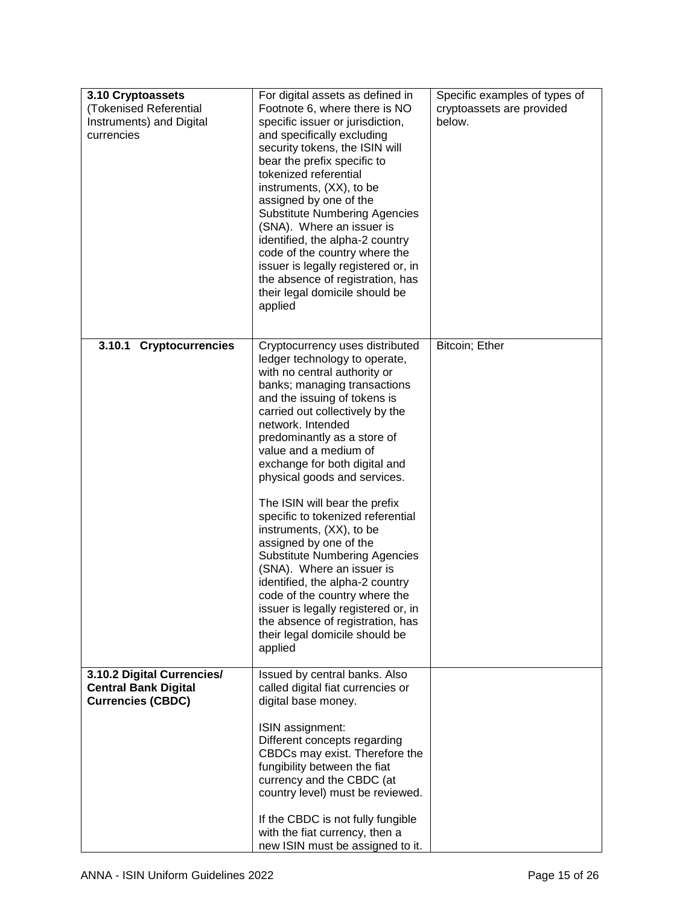| **3.10 Cryptoassets** (Tokenised Referential Instruments) and Digital currencies | For digital assets as defined in Footnote 6, where there is NO specific issuer or jurisdiction, and specifically excluding security tokens, the ISIN will bear the prefix specific to tokenized referential instruments, (XX), to be assigned by one of the Substitute Numbering Agencies (SNA). Where an issuer is identified, the alpha-2 country code of the country where the issuer is legally registered or, in the absence of registration, has their legal domicile should be applied | Specific examples of types of cryptoassets are provided below. |
|---|---|---|
| **3.10.1 Cryptocurrencies** | Cryptocurrency uses distributed ledger technology to operate, with no central authority or banks; managing transactions and the issuing of tokens is carried out collectively by the network. Intended predominantly as a store of value and a medium of exchange for both digital and physical goods and services.<br><br>The ISIN will bear the prefix specific to tokenized referential instruments, (XX), to be assigned by one of the Substitute Numbering Agencies (SNA). Where an issuer is identified, the alpha-2 country code of the country where the issuer is legally registered or, in the absence of registration, has their legal domicile should be applied | Bitcoin; Ether |
| **3.10.2 Digital Currencies/ Central Bank Digital Currencies (CBDC)** | Issued by central banks. Also called digital fiat currencies or digital base money.<br><br>ISIN assignment:<br>Different concepts regarding CBDCs may exist. Therefore the fungibility between the fiat currency and the CBDC (at country level) must be reviewed.<br><br>If the CBDC is not fully fungible with the fiat currency, then a new ISIN must be assigned to it. | |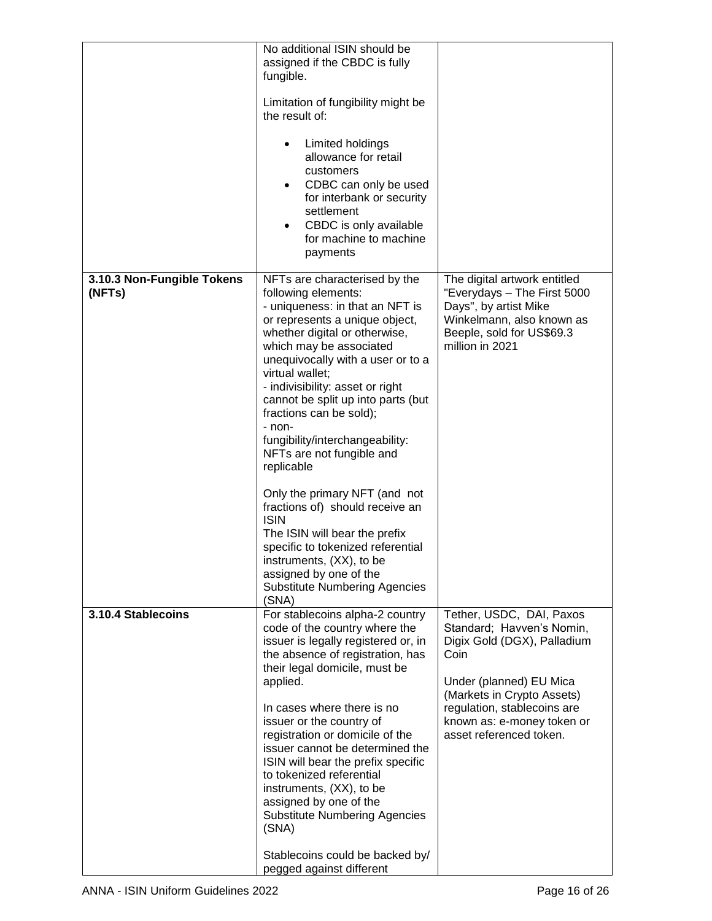| | | |
|---|---|---|
| | No additional ISIN should be assigned if the CBDC is fully fungible.<br><br>Limitation of fungibility might be the result of:<br><br>• Limited holdings allowance for retail customers<br>• CDBC can only be used for interbank or security settlement<br>• CBDC is only available for machine to machine payments | |
| **3.10.3 Non-Fungible Tokens (NFTs)** | NFTs are characterised by the following elements:<br>- uniqueness: in that an NFT is or represents a unique object, whether digital or otherwise, which may be associated unequivocally with a user or to a virtual wallet;<br>- indivisibility: asset or right cannot be split up into parts (but fractions can be sold);<br>- non-fungibility/interchangeability: NFTs are not fungible and replicable<br><br>Only the primary NFT (and not fractions of) should receive an ISIN<br>The ISIN will bear the prefix specific to tokenized referential instruments, (XX), to be assigned by one of the Substitute Numbering Agencies (SNA) | The digital artwork entitled "Everydays – The First 5000 Days", by artist Mike Winkelmann, also known as Beeple, sold for US$69.3 million in 2021 |
| **3.10.4 Stablecoins** | For stablecoins alpha-2 country code of the country where the issuer is legally registered or, in the absence of registration, has their legal domicile, must be applied.<br><br>In cases where there is no issuer or the country of registration or domicile of the issuer cannot be determined the ISIN will bear the prefix specific to tokenized referential instruments, (XX), to be assigned by one of the Substitute Numbering Agencies (SNA)<br><br>Stablecoins could be backed by/ pegged against different | Tether, USDC, DAI, Paxos Standard; Havven's Nomin, Digix Gold (DGX), Palladium Coin<br><br>Under (planned) EU Mica (Markets in Crypto Assets) regulation, stablecoins are known as: e-money token or asset referenced token. |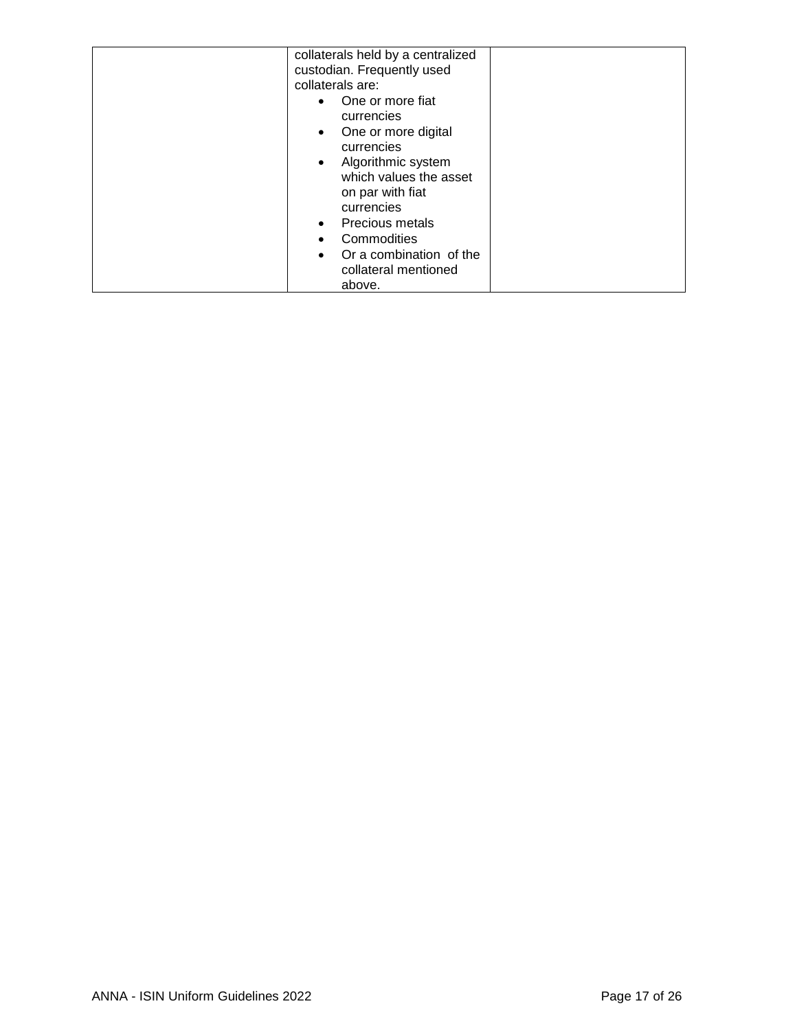| | | |
|---|---|---|
| | collaterals held by a centralized custodian. Frequently used collaterals are:<br>• One or more fiat currencies<br>• One or more digital currencies<br>• Algorithmic system which values the asset on par with fiat currencies<br>• Precious metals<br>• Commodities<br>• Or a combination of the collateral mentioned above. | |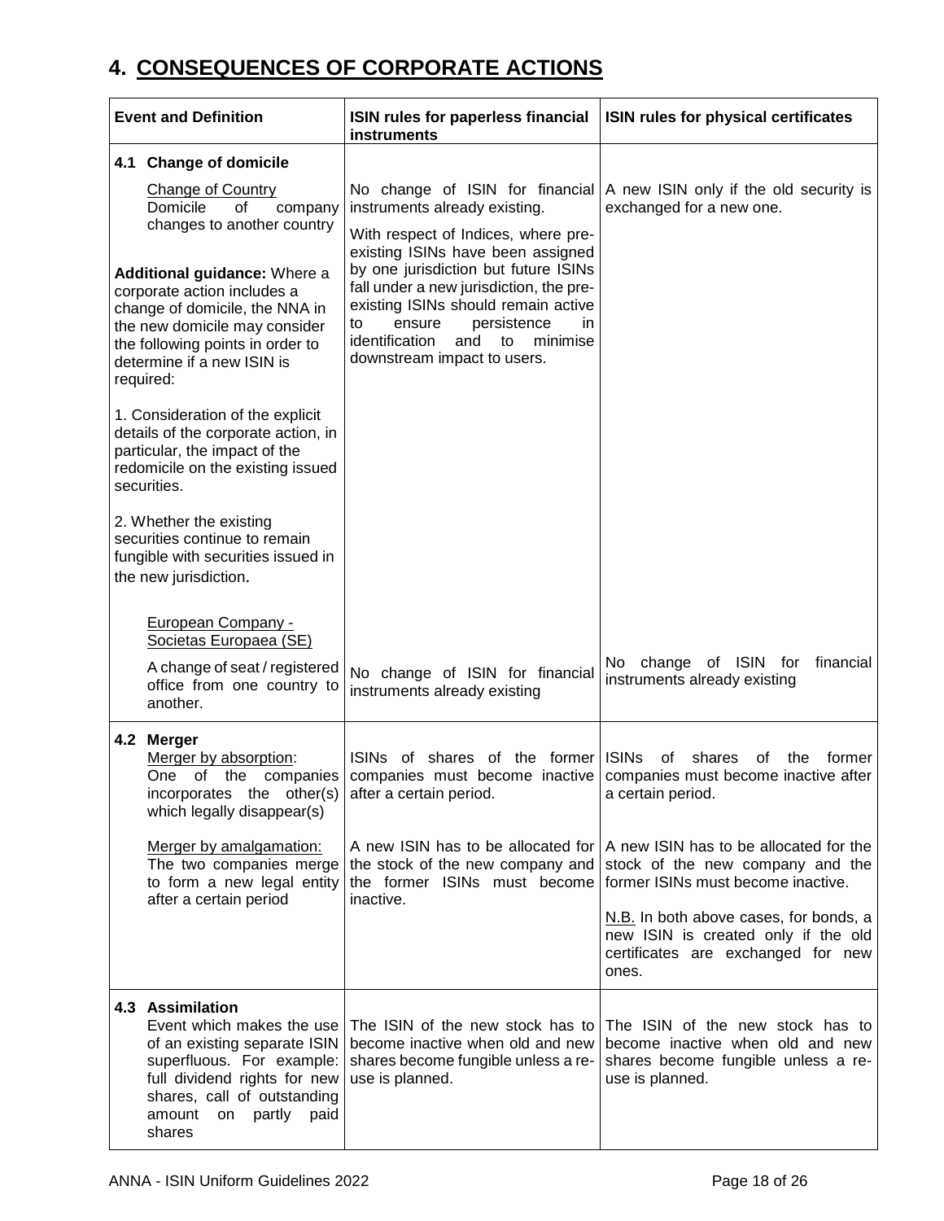# 4. CONSEQUENCES OF CORPORATE ACTIONS

| Event and Definition | ISIN rules for paperless financial instruments | ISIN rules for physical certificates |
|---|---|---|
| **4.1 Change of domicile** | | |
| Change of Country<br>Domicile of company changes to another country<br><br>**Additional guidance:** Where a corporate action includes a change of domicile, the NNA in the new domicile may consider the following points in order to determine if a new ISIN is required:<br><br>1. Consideration of the explicit details of the corporate action, in particular, the impact of the redomicile on the existing issued securities.<br><br>2. Whether the existing securities continue to remain fungible with securities issued in the new jurisdiction. | No change of ISIN for financial instruments already existing.<br><br>With respect of Indices, where pre-existing ISINs have been assigned by one jurisdiction but future ISINs fall under a new jurisdiction, the pre-existing ISINs should remain active to ensure persistence in identification and to minimise downstream impact to users. | A new ISIN only if the old security is exchanged for a new one. |
| European Company - Societas Europaea (SE)<br><br>A change of seat / registered office from one country to another. | No change of ISIN for financial instruments already existing | No change of ISIN for financial instruments already existing |
| **4.2 Merger**<br>Merger by absorption:<br>One of the companies incorporates the other(s) which legally disappear(s) | ISINs of shares of the former companies must become inactive after a certain period. | ISINs of shares of the former companies must become inactive after a certain period. |
| Merger by amalgamation:<br>The two companies merge to form a new legal entity after a certain period | A new ISIN has to be allocated for the stock of the new company and the former ISINs must become inactive. | A new ISIN has to be allocated for the stock of the new company and the former ISINs must become inactive.<br><br>N.B. In both above cases, for bonds, a new ISIN is created only if the old certificates are exchanged for new ones. |
| **4.3 Assimilation**<br>Event which makes the use of an existing separate ISIN superfluous. For example: full dividend rights for new shares, call of outstanding amount on partly paid shares | The ISIN of the new stock has to become inactive when old and new shares become fungible unless a re-use is planned. | The ISIN of the new stock has to become inactive when old and new shares become fungible unless a re-use is planned. |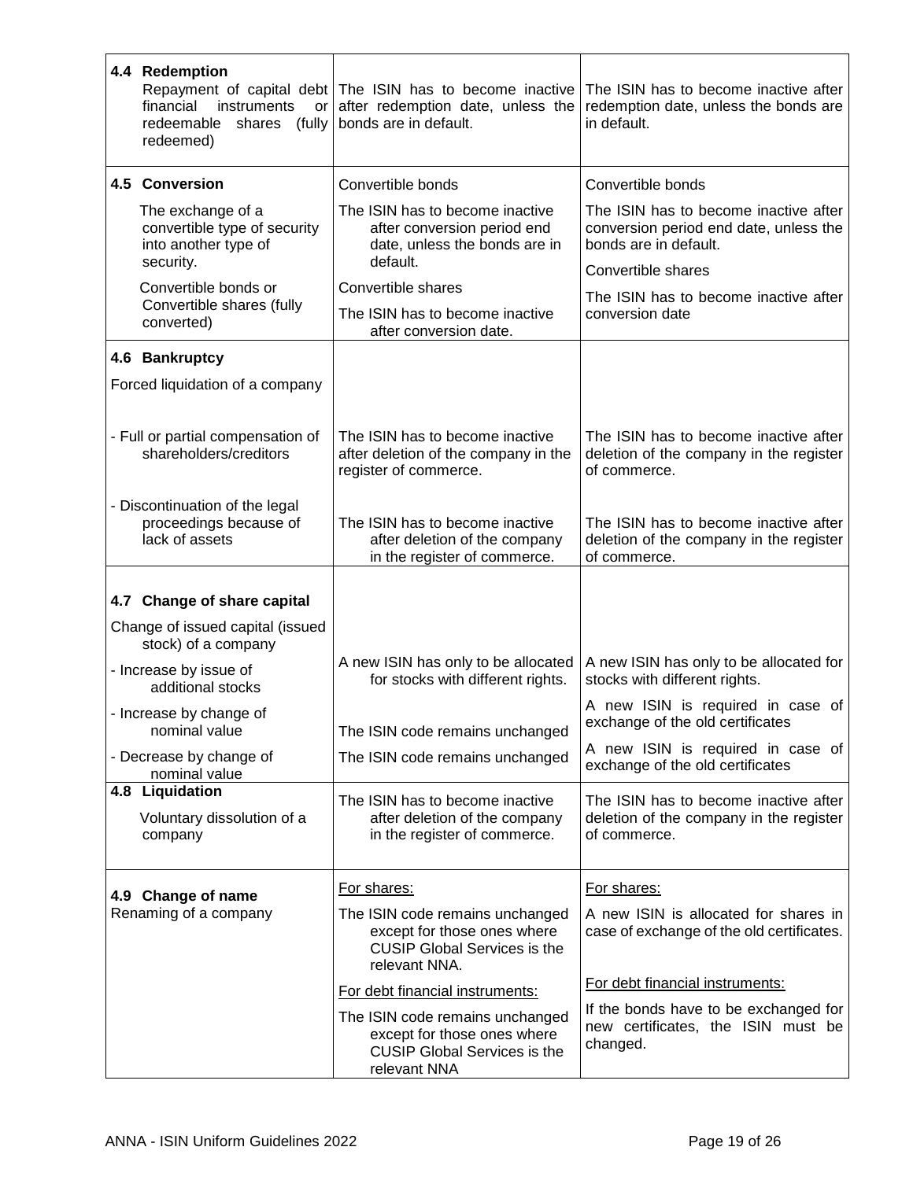| | | |
|---|---|---|
| **4.4 Redemption**<br>Repayment of capital debt financial instruments or redeemable shares (fully redeemed) | The ISIN has to become inactive after redemption date, unless the bonds are in default. | The ISIN has to become inactive after redemption date, unless the bonds are in default. |
| **4.5 Conversion**<br>The exchange of a convertible type of security into another type of security.<br>Convertible bonds or Convertible shares (fully converted) | Convertible bonds<br>The ISIN has to become inactive after conversion period end date, unless the bonds are in default.<br>Convertible shares<br>The ISIN has to become inactive after conversion date. | Convertible bonds<br>The ISIN has to become inactive after conversion period end date, unless the bonds are in default.<br>Convertible shares<br>The ISIN has to become inactive after conversion date |
| **4.6 Bankruptcy**<br>Forced liquidation of a company | | |
| - Full or partial compensation of shareholders/creditors | The ISIN has to become inactive after deletion of the company in the register of commerce. | The ISIN has to become inactive after deletion of the company in the register of commerce. |
| - Discontinuation of the legal proceedings because of lack of assets | The ISIN has to become inactive after deletion of the company in the register of commerce. | The ISIN has to become inactive after deletion of the company in the register of commerce. |
| **4.7 Change of share capital**<br>Change of issued capital (issued stock) of a company | | |
| - Increase by issue of additional stocks | A new ISIN has only to be allocated for stocks with different rights. | A new ISIN has only to be allocated for stocks with different rights. |
| - Increase by change of nominal value | The ISIN code remains unchanged | A new ISIN is required in case of exchange of the old certificates |
| - Decrease by change of nominal value | The ISIN code remains unchanged | A new ISIN is required in case of exchange of the old certificates |
| **4.8 Liquidation**<br>Voluntary dissolution of a company | The ISIN has to become inactive after deletion of the company in the register of commerce. | The ISIN has to become inactive after deletion of the company in the register of commerce. |
| **4.9 Change of name**<br>Renaming of a company | For shares:<br>The ISIN code remains unchanged except for those ones where CUSIP Global Services is the relevant NNA.<br>For debt financial instruments:<br>The ISIN code remains unchanged except for those ones where CUSIP Global Services is the relevant NNA | For shares:<br>A new ISIN is allocated for shares in case of exchange of the old certificates.<br>For debt financial instruments:<br>If the bonds have to be exchanged for new certificates, the ISIN must be changed. |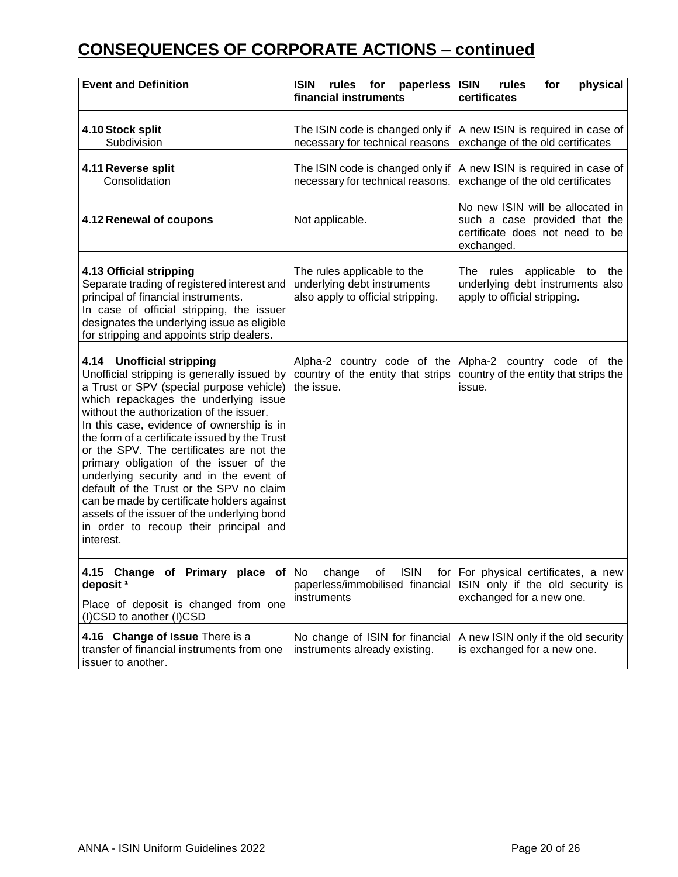# CONSEQUENCES OF CORPORATE ACTIONS – continued

| Event and Definition | ISIN rules for paperless financial instruments | ISIN rules for physical certificates |
|---|---|---|
| **4.10 Stock split**<br>Subdivision | The ISIN code is changed only if necessary for technical reasons | A new ISIN is required in case of exchange of the old certificates |
| **4.11 Reverse split**<br>Consolidation | The ISIN code is changed only if necessary for technical reasons. | A new ISIN is required in case of exchange of the old certificates |
| **4.12 Renewal of coupons** | Not applicable. | No new ISIN will be allocated in such a case provided that the certificate does not need to be exchanged. |
| **4.13 Official stripping**<br>Separate trading of registered interest and principal of financial instruments.<br>In case of official stripping, the issuer designates the underlying issue as eligible for stripping and appoints strip dealers. | The rules applicable to the underlying debt instruments also apply to official stripping. | The rules applicable to the underlying debt instruments also apply to official stripping. |
| **4.14 Unofficial stripping**<br>Unofficial stripping is generally issued by a Trust or SPV (special purpose vehicle) which repackages the underlying issue without the authorization of the issuer.<br>In this case, evidence of ownership is in the form of a certificate issued by the Trust or the SPV. The certificates are not the primary obligation of the issuer of the underlying security and in the event of default of the Trust or the SPV no claim can be made by certificate holders against assets of the issuer of the underlying bond in order to recoup their principal and interest. | Alpha-2 country code of the country of the entity that strips the issue. | Alpha-2 country code of the country of the entity that strips the issue. |
| **4.15 Change of Primary place of deposit** [1]<br>Place of deposit is changed from one (I)CSD to another (I)CSD | No change of ISIN for paperless/immobilised financial instruments | For physical certificates, a new ISIN only if the old security is exchanged for a new one. |
| **4.16 Change of Issue** There is a transfer of financial instruments from one issuer to another. | No change of ISIN for financial instruments already existing. | A new ISIN only if the old security is exchanged for a new one. |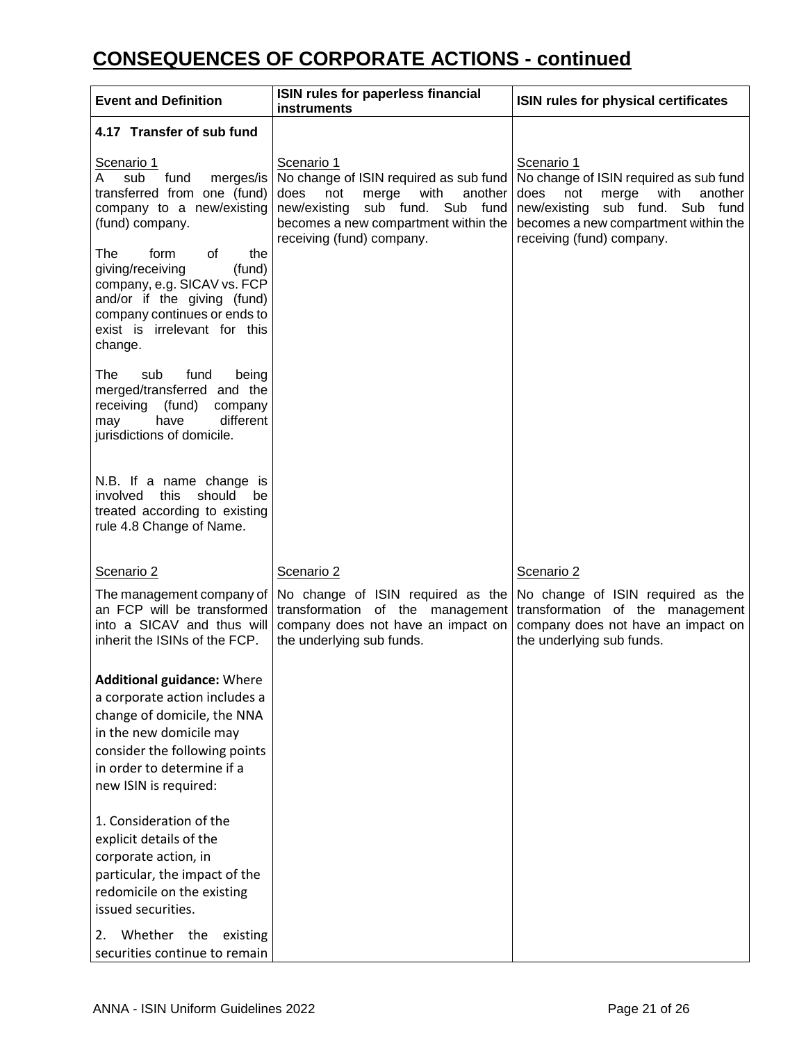# CONSEQUENCES OF CORPORATE ACTIONS - continued

| Event and Definition | ISIN rules for paperless financial instruments | ISIN rules for physical certificates |
|---|---|---|
| **4.17 Transfer of sub fund**<br><br>Scenario 1<br>A sub fund merges/is transferred from one (fund) company to a new/existing (fund) company.<br><br>The form of the giving/receiving (fund) company, e.g. SICAV vs. FCP and/or if the giving (fund) company continues or ends to exist is irrelevant for this change.<br><br>The sub fund being merged/transferred and the receiving (fund) company may have different jurisdictions of domicile.<br><br>N.B. If a name change is involved this should be treated according to existing rule 4.8 Change of Name. | Scenario 1<br>No change of ISIN required as sub fund does not merge with another new/existing sub fund. Sub fund becomes a new compartment within the receiving (fund) company. | Scenario 1<br>No change of ISIN required as sub fund does not merge with another new/existing sub fund. Sub fund becomes a new compartment within the receiving (fund) company. |
| Scenario 2<br>The management company of an FCP will be transformed into a SICAV and thus will inherit the ISINs of the FCP.<br><br>**Additional guidance:** Where a corporate action includes a change of domicile, the NNA in the new domicile may consider the following points in order to determine if a new ISIN is required:<br><br>1. Consideration of the explicit details of the corporate action, in particular, the impact of the redomicile on the existing issued securities.<br><br>2. Whether the existing securities continue to remain | Scenario 2<br>No change of ISIN required as the transformation of the management company does not have an impact on the underlying sub funds. | Scenario 2<br>No change of ISIN required as the transformation of the management company does not have an impact on the underlying sub funds. |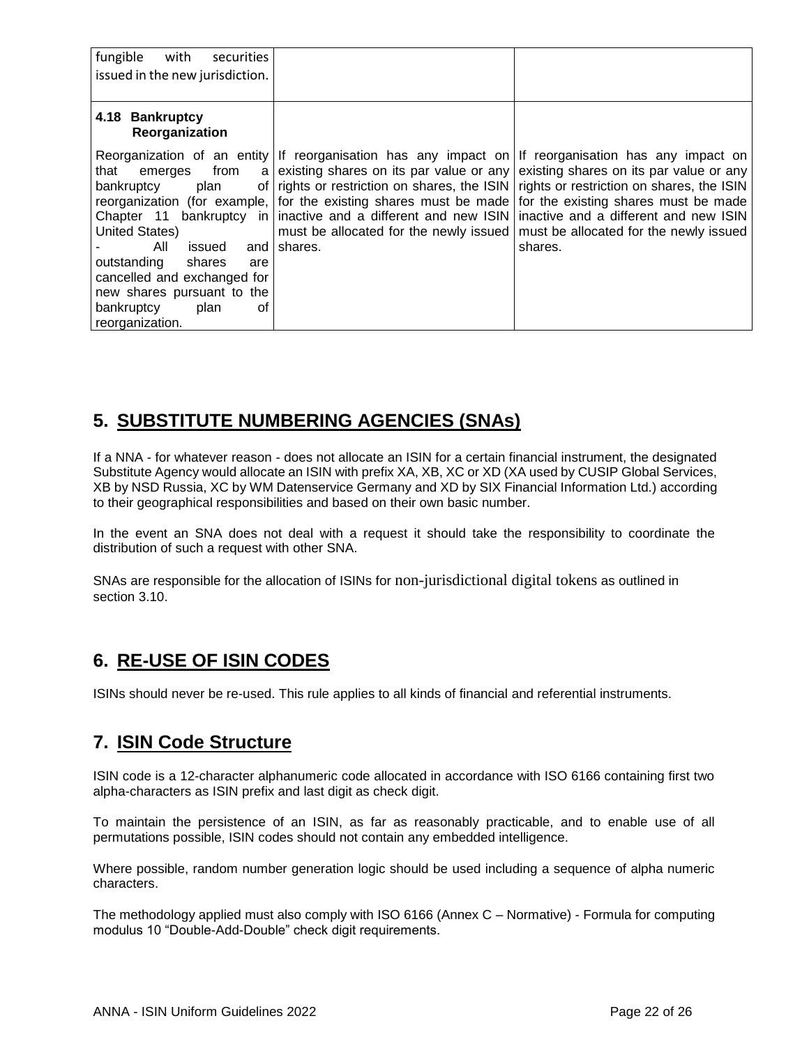| | | |
|---|---|---|
| fungible with securities issued in the new jurisdiction. | | |
| **4.18 Bankruptcy Reorganization**<br><br>Reorganization of an entity that emerges from a bankruptcy plan of reorganization (for example, Chapter 11 bankruptcy in United States)<br>- All issued and outstanding shares are cancelled and exchanged for new shares pursuant to the bankruptcy plan of reorganization. | If reorganisation has any impact on existing shares on its par value or any rights or restriction on shares, the ISIN for the existing shares must be made inactive and a different and new ISIN must be allocated for the newly issued shares. | If reorganisation has any impact on existing shares on its par value or any rights or restriction on shares, the ISIN for the existing shares must be made inactive and a different and new ISIN must be allocated for the newly issued shares. |

## 5. SUBSTITUTE NUMBERING AGENCIES (SNAs)

If a NNA - for whatever reason - does not allocate an ISIN for a certain financial instrument, the designated Substitute Agency would allocate an ISIN with prefix XA, XB, XC or XD (XA used by CUSIP Global Services, XB by NSD Russia, XC by WM Datenservice Germany and XD by SIX Financial Information Ltd.) according to their geographical responsibilities and based on their own basic number.

In the event an SNA does not deal with a request it should take the responsibility to coordinate the distribution of such a request with other SNA.

SNAs are responsible for the allocation of ISINs for non-jurisdictional digital tokens as outlined in section 3.10.

## 6. RE-USE OF ISIN CODES

ISINs should never be re-used. This rule applies to all kinds of financial and referential instruments.

## 7. ISIN Code Structure

ISIN code is a 12-character alphanumeric code allocated in accordance with ISO 6166 containing first two alpha-characters as ISIN prefix and last digit as check digit.

To maintain the persistence of an ISIN, as far as reasonably practicable, and to enable use of all permutations possible, ISIN codes should not contain any embedded intelligence.

Where possible, random number generation logic should be used including a sequence of alpha numeric characters.

The methodology applied must also comply with ISO 6166 (Annex C – Normative) - Formula for computing modulus 10 "Double-Add-Double" check digit requirements.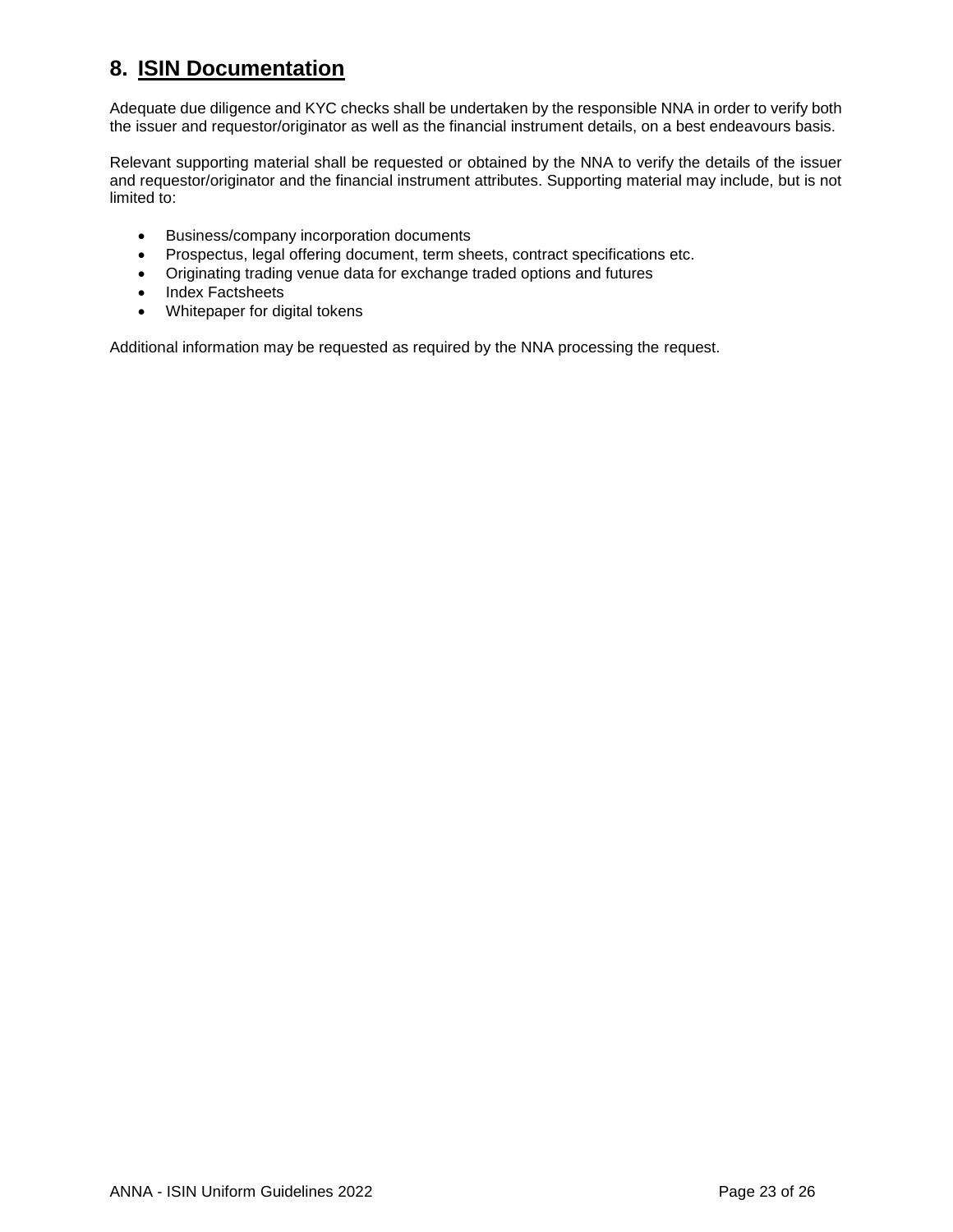# 8. ISIN Documentation

Adequate due diligence and KYC checks shall be undertaken by the responsible NNA in order to verify both the issuer and requestor/originator as well as the financial instrument details, on a best endeavours basis.

Relevant supporting material shall be requested or obtained by the NNA to verify the details of the issuer and requestor/originator and the financial instrument attributes. Supporting material may include, but is not limited to:

- Business/company incorporation documents
- Prospectus, legal offering document, term sheets, contract specifications etc.
- Originating trading venue data for exchange traded options and futures
- Index Factsheets
- Whitepaper for digital tokens

Additional information may be requested as required by the NNA processing the request.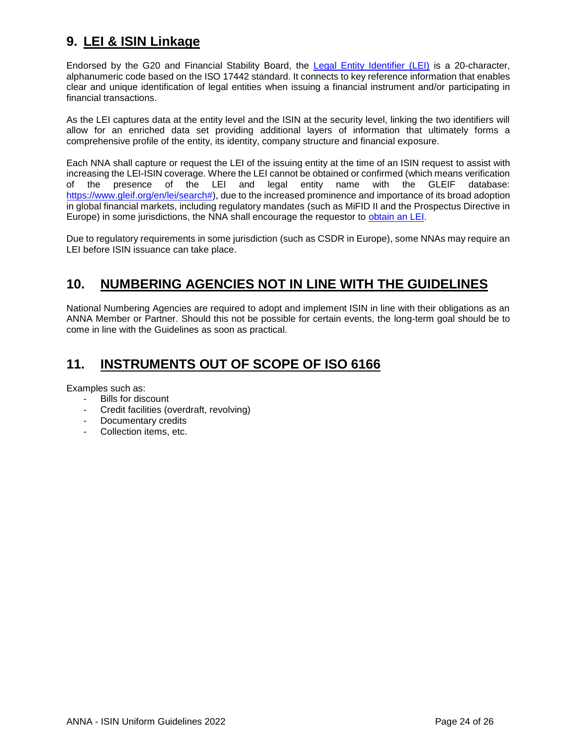## 9. LEI & ISIN Linkage

Endorsed by the G20 and Financial Stability Board, the [Legal Entity Identifier (LEI)](https://www.gleif.org/en/about-lei/introducing-the-legal-entity-identifier-lei) is a 20-character, alphanumeric code based on the ISO 17442 standard. It connects to key reference information that enables clear and unique identification of legal entities when issuing a financial instrument and/or participating in financial transactions.

As the LEI captures data at the entity level and the ISIN at the security level, linking the two identifiers will allow for an enriched data set providing additional layers of information that ultimately forms a comprehensive profile of the entity, its identity, company structure and financial exposure.

Each NNA shall capture or request the LEI of the issuing entity at the time of an ISIN request to assist with increasing the LEI-ISIN coverage. Where the LEI cannot be obtained or confirmed (which means verification of the presence of the LEI and legal entity name with the GLEIF database: https://www.gleif.org/en/lei/search#), due to the increased prominence and importance of its broad adoption in global financial markets, including regulatory mandates (such as MiFID II and the Prospectus Directive in Europe) in some jurisdictions, the NNA shall encourage the requestor to obtain an LEI.

Due to regulatory requirements in some jurisdiction (such as CSDR in Europe), some NNAs may require an LEI before ISIN issuance can take place.

## 10. NUMBERING AGENCIES NOT IN LINE WITH THE GUIDELINES

National Numbering Agencies are required to adopt and implement ISIN in line with their obligations as an ANNA Member or Partner. Should this not be possible for certain events, the long-term goal should be to come in line with the Guidelines as soon as practical.

## 11. INSTRUMENTS OUT OF SCOPE OF ISO 6166

Examples such as:

- Bills for discount
- Credit facilities (overdraft, revolving)
- Documentary credits
- Collection items, etc.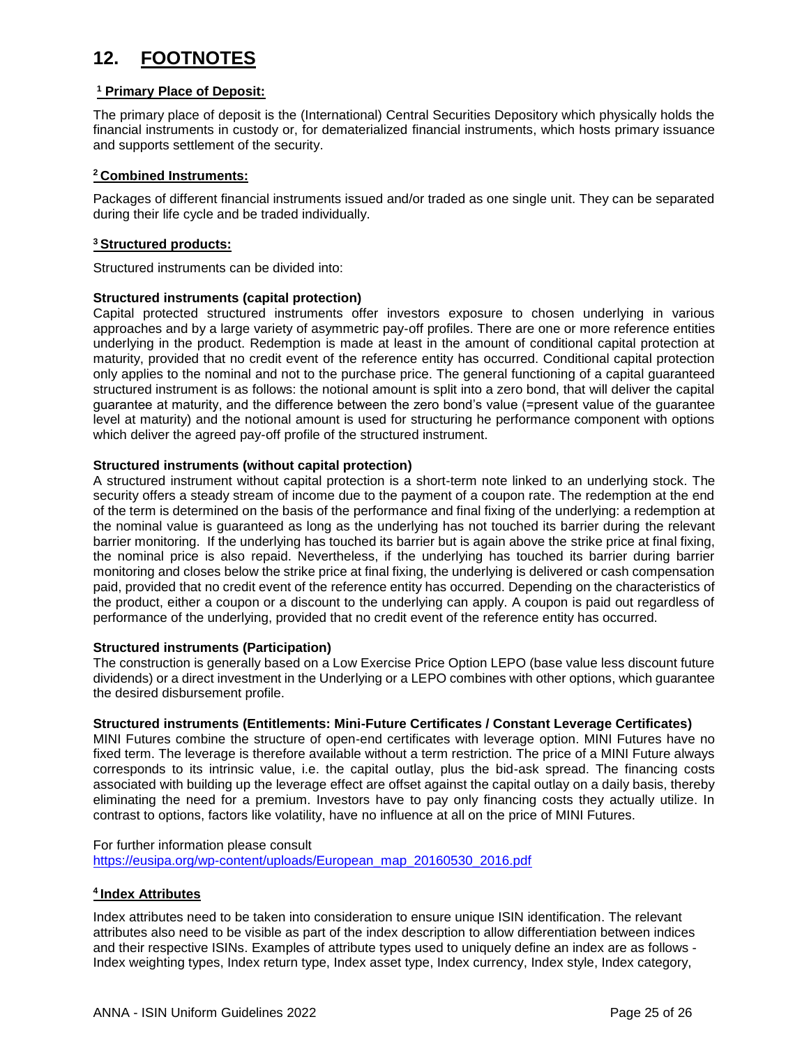# 12. FOOTNOTES

### [1] Primary Place of Deposit:

The primary place of deposit is the (International) Central Securities Depository which physically holds the financial instruments in custody or, for dematerialized financial instruments, which hosts primary issuance and supports settlement of the security.

### [2] Combined Instruments:

Packages of different financial instruments issued and/or traded as one single unit. They can be separated during their life cycle and be traded individually.

### [3] Structured products:

Structured instruments can be divided into:

**Structured instruments (capital protection)**
Capital protected structured instruments offer investors exposure to chosen underlying in various approaches and by a large variety of asymmetric pay-off profiles. There are one or more reference entities underlying in the product. Redemption is made at least in the amount of conditional capital protection at maturity, provided that no credit event of the reference entity has occurred. Conditional capital protection only applies to the nominal and not to the purchase price. The general functioning of a capital guaranteed structured instrument is as follows: the notional amount is split into a zero bond, that will deliver the capital guarantee at maturity, and the difference between the zero bond's value (=present value of the guarantee level at maturity) and the notional amount is used for structuring he performance component with options which deliver the agreed pay-off profile of the structured instrument.

**Structured instruments (without capital protection)**
A structured instrument without capital protection is a short-term note linked to an underlying stock. The security offers a steady stream of income due to the payment of a coupon rate. The redemption at the end of the term is determined on the basis of the performance and final fixing of the underlying: a redemption at the nominal value is guaranteed as long as the underlying has not touched its barrier during the relevant barrier monitoring. If the underlying has touched its barrier but is again above the strike price at final fixing, the nominal price is also repaid. Nevertheless, if the underlying has touched its barrier during barrier monitoring and closes below the strike price at final fixing, the underlying is delivered or cash compensation paid, provided that no credit event of the reference entity has occurred. Depending on the characteristics of the product, either a coupon or a discount to the underlying can apply. A coupon is paid out regardless of performance of the underlying, provided that no credit event of the reference entity has occurred.

**Structured instruments (Participation)**
The construction is generally based on a Low Exercise Price Option LEPO (base value less discount future dividends) or a direct investment in the Underlying or a LEPO combines with other options, which guarantee the desired disbursement profile.

**Structured instruments (Entitlements: Mini-Future Certificates / Constant Leverage Certificates)**
MINI Futures combine the structure of open-end certificates with leverage option. MINI Futures have no fixed term. The leverage is therefore available without a term restriction. The price of a MINI Future always corresponds to its intrinsic value, i.e. the capital outlay, plus the bid-ask spread. The financing costs associated with building up the leverage effect are offset against the capital outlay on a daily basis, thereby eliminating the need for a premium. Investors have to pay only financing costs they actually utilize. In contrast to options, factors like volatility, have no influence at all on the price of MINI Futures.

For further information please consult
https://eusipa.org/wp-content/uploads/European_map_20160530_2016.pdf

### [4] Index Attributes

Index attributes need to be taken into consideration to ensure unique ISIN identification. The relevant attributes also need to be visible as part of the index description to allow differentiation between indices and their respective ISINs. Examples of attribute types used to uniquely define an index are as follows - Index weighting types, Index return type, Index asset type, Index currency, Index style, Index category,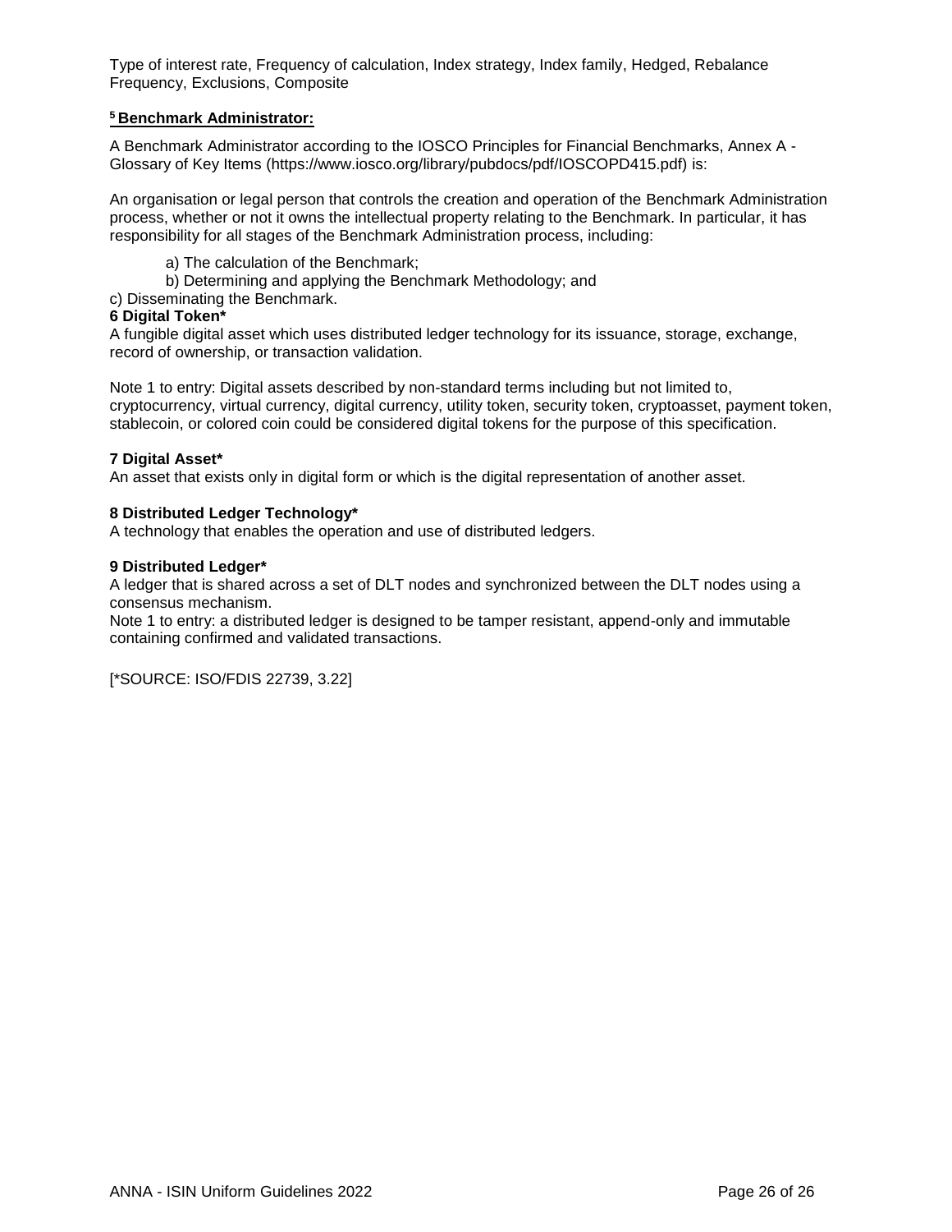Type of interest rate, Frequency of calculation, Index strategy, Index family, Hedged, Rebalance Frequency, Exclusions, Composite

**[5] Benchmark Administrator:**

A Benchmark Administrator according to the IOSCO Principles for Financial Benchmarks, Annex A - Glossary of Key Items (https://www.iosco.org/library/pubdocs/pdf/IOSCOPD415.pdf) is:

An organisation or legal person that controls the creation and operation of the Benchmark Administration process, whether or not it owns the intellectual property relating to the Benchmark. In particular, it has responsibility for all stages of the Benchmark Administration process, including:

a) The calculation of the Benchmark;
b) Determining and applying the Benchmark Methodology; and
c) Disseminating the Benchmark.

**6 Digital Token***

A fungible digital asset which uses distributed ledger technology for its issuance, storage, exchange, record of ownership, or transaction validation.

Note 1 to entry: Digital assets described by non-standard terms including but not limited to, cryptocurrency, virtual currency, digital currency, utility token, security token, cryptoasset, payment token, stablecoin, or colored coin could be considered digital tokens for the purpose of this specification.

**7 Digital Asset***

An asset that exists only in digital form or which is the digital representation of another asset.

**8 Distributed Ledger Technology***

A technology that enables the operation and use of distributed ledgers.

**9 Distributed Ledger***

A ledger that is shared across a set of DLT nodes and synchronized between the DLT nodes using a consensus mechanism.
Note 1 to entry: a distributed ledger is designed to be tamper resistant, append-only and immutable containing confirmed and validated transactions.

[*SOURCE: ISO/FDIS 22739, 3.22]